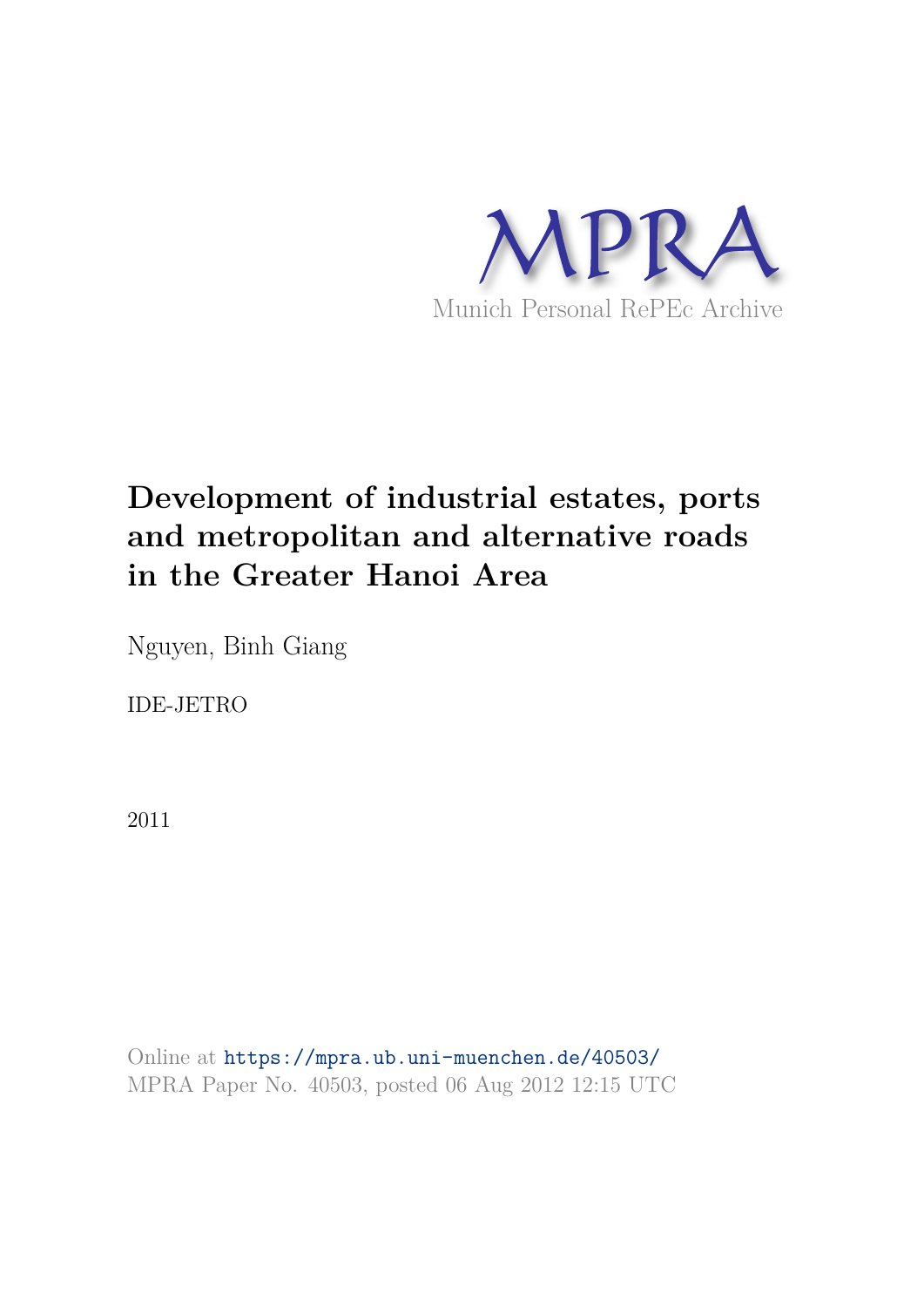MPRA

Munich Personal RePEc Archive

# Development of industrial estates, ports and metropolitan and alternative roads in the Greater Hanoi Area

Nguyen, Binh Giang

IDE-JETRO

2011

Online at https://mpra.ub.uni-muenchen.de/40503/
MPRA Paper No. 40503, posted 06 Aug 2012 12:15 UTC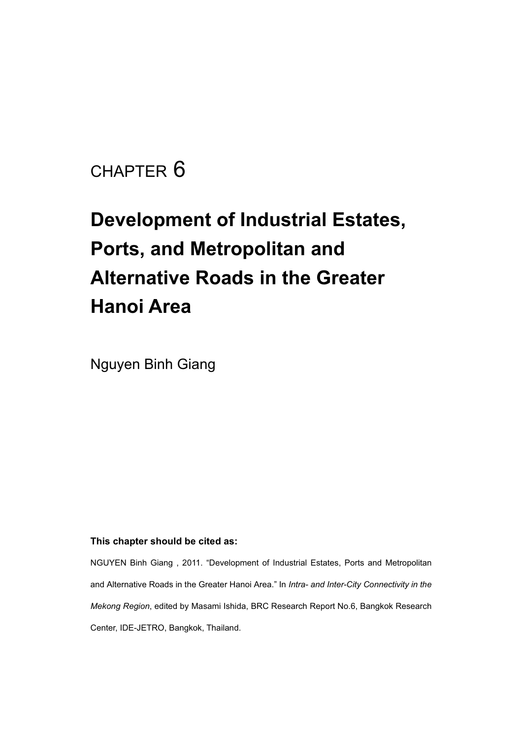CHAPTER 6

# Development of Industrial Estates, Ports, and Metropolitan and Alternative Roads in the Greater Hanoi Area

Nguyen Binh Giang

**This chapter should be cited as:**

NGUYEN Binh Giang , 2011. "Development of Industrial Estates, Ports and Metropolitan and Alternative Roads in the Greater Hanoi Area." In *Intra- and Inter-City Connectivity in the Mekong Region*, edited by Masami Ishida, BRC Research Report No.6, Bangkok Research Center, IDE-JETRO, Bangkok, Thailand.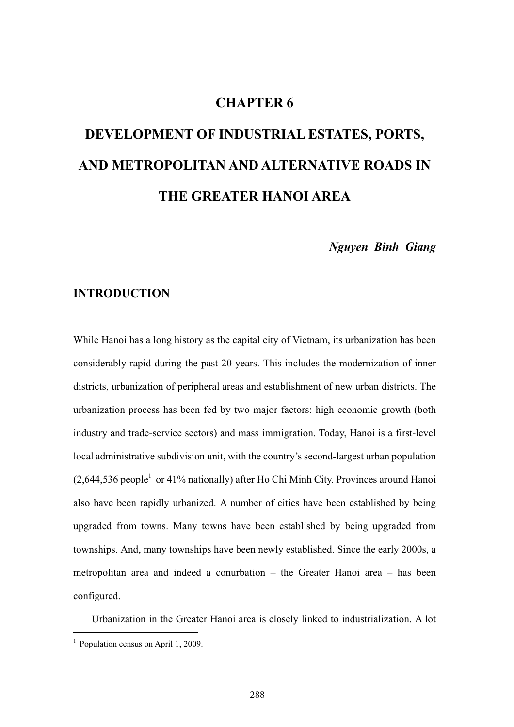# CHAPTER 6

# DEVELOPMENT OF INDUSTRIAL ESTATES, PORTS, AND METROPOLITAN AND ALTERNATIVE ROADS IN THE GREATER HANOI AREA

***Nguyen Binh Giang***

## INTRODUCTION

While Hanoi has a long history as the capital city of Vietnam, its urbanization has been considerably rapid during the past 20 years. This includes the modernization of inner districts, urbanization of peripheral areas and establishment of new urban districts. The urbanization process has been fed by two major factors: high economic growth (both industry and trade-service sectors) and mass immigration. Today, Hanoi is a first-level local administrative subdivision unit, with the country's second-largest urban population (2,644,536 people[1] or 41% nationally) after Ho Chi Minh City. Provinces around Hanoi also have been rapidly urbanized. A number of cities have been established by being upgraded from towns. Many towns have been established by being upgraded from townships. And, many townships have been newly established. Since the early 2000s, a metropolitan area and indeed a conurbation – the Greater Hanoi area – has been configured.

Urbanization in the Greater Hanoi area is closely linked to industrialization. A lot

[1] Population census on April 1, 2009.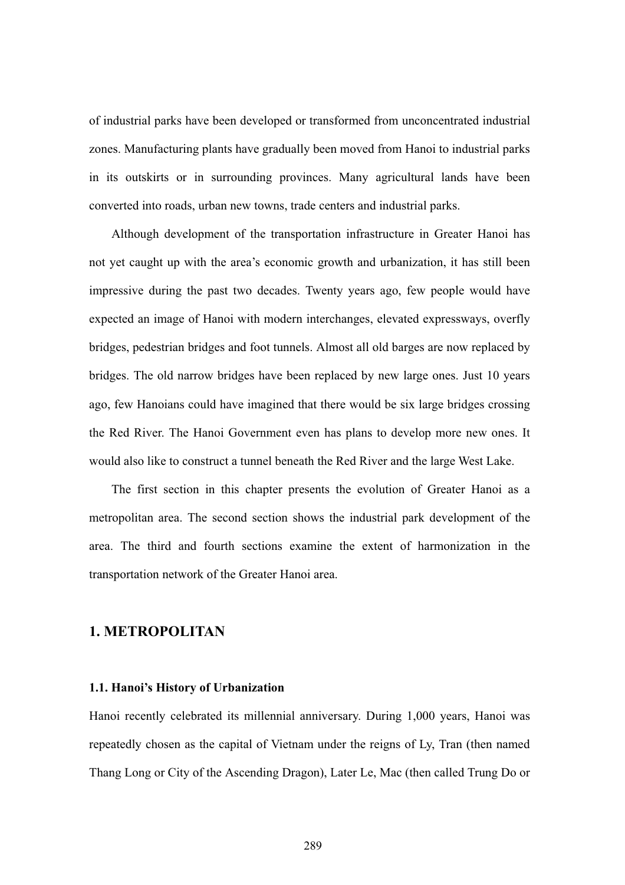of industrial parks have been developed or transformed from unconcentrated industrial zones. Manufacturing plants have gradually been moved from Hanoi to industrial parks in its outskirts or in surrounding provinces. Many agricultural lands have been converted into roads, urban new towns, trade centers and industrial parks.

Although development of the transportation infrastructure in Greater Hanoi has not yet caught up with the area's economic growth and urbanization, it has still been impressive during the past two decades. Twenty years ago, few people would have expected an image of Hanoi with modern interchanges, elevated expressways, overfly bridges, pedestrian bridges and foot tunnels. Almost all old barges are now replaced by bridges. The old narrow bridges have been replaced by new large ones. Just 10 years ago, few Hanoians could have imagined that there would be six large bridges crossing the Red River. The Hanoi Government even has plans to develop more new ones. It would also like to construct a tunnel beneath the Red River and the large West Lake.

The first section in this chapter presents the evolution of Greater Hanoi as a metropolitan area. The second section shows the industrial park development of the area. The third and fourth sections examine the extent of harmonization in the transportation network of the Greater Hanoi area.

## 1. METROPOLITAN

### 1.1. Hanoi's History of Urbanization

Hanoi recently celebrated its millennial anniversary. During 1,000 years, Hanoi was repeatedly chosen as the capital of Vietnam under the reigns of Ly, Tran (then named Thang Long or City of the Ascending Dragon), Later Le, Mac (then called Trung Do or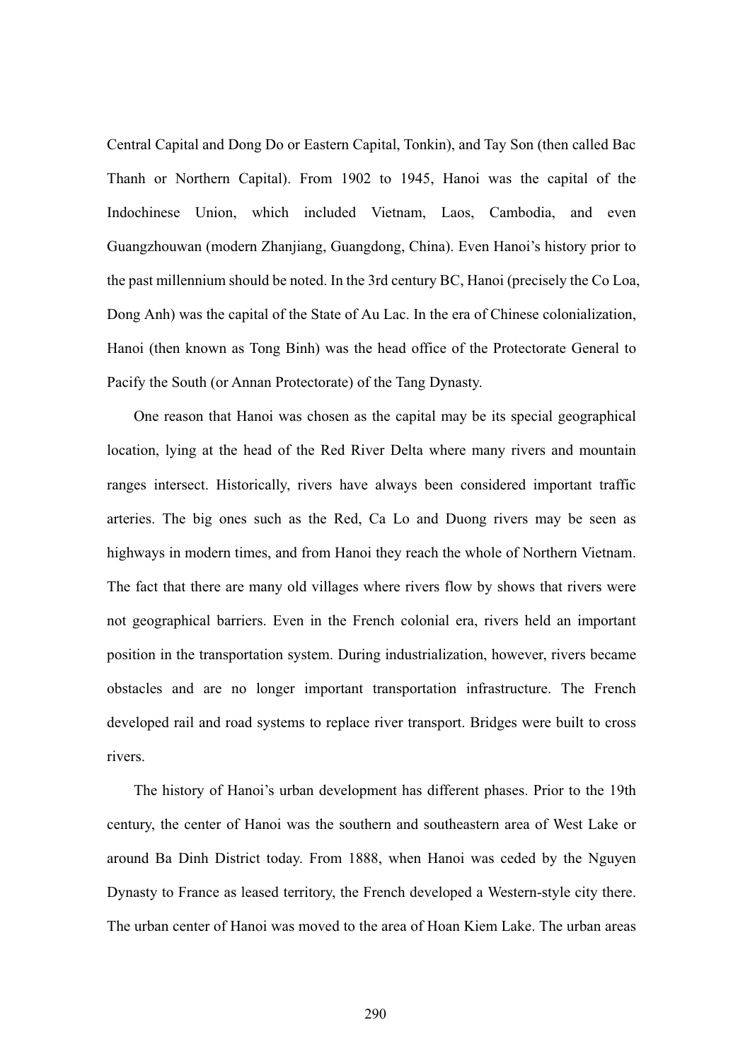Central Capital and Dong Do or Eastern Capital, Tonkin), and Tay Son (then called Bac Thanh or Northern Capital). From 1902 to 1945, Hanoi was the capital of the Indochinese Union, which included Vietnam, Laos, Cambodia, and even Guangzhouwan (modern Zhanjiang, Guangdong, China). Even Hanoi's history prior to the past millennium should be noted. In the 3rd century BC, Hanoi (precisely the Co Loa, Dong Anh) was the capital of the State of Au Lac. In the era of Chinese colonialization, Hanoi (then known as Tong Binh) was the head office of the Protectorate General to Pacify the South (or Annan Protectorate) of the Tang Dynasty.

One reason that Hanoi was chosen as the capital may be its special geographical location, lying at the head of the Red River Delta where many rivers and mountain ranges intersect. Historically, rivers have always been considered important traffic arteries. The big ones such as the Red, Ca Lo and Duong rivers may be seen as highways in modern times, and from Hanoi they reach the whole of Northern Vietnam. The fact that there are many old villages where rivers flow by shows that rivers were not geographical barriers. Even in the French colonial era, rivers held an important position in the transportation system. During industrialization, however, rivers became obstacles and are no longer important transportation infrastructure. The French developed rail and road systems to replace river transport. Bridges were built to cross rivers.

The history of Hanoi's urban development has different phases. Prior to the 19th century, the center of Hanoi was the southern and southeastern area of West Lake or around Ba Dinh District today. From 1888, when Hanoi was ceded by the Nguyen Dynasty to France as leased territory, the French developed a Western-style city there. The urban center of Hanoi was moved to the area of Hoan Kiem Lake. The urban areas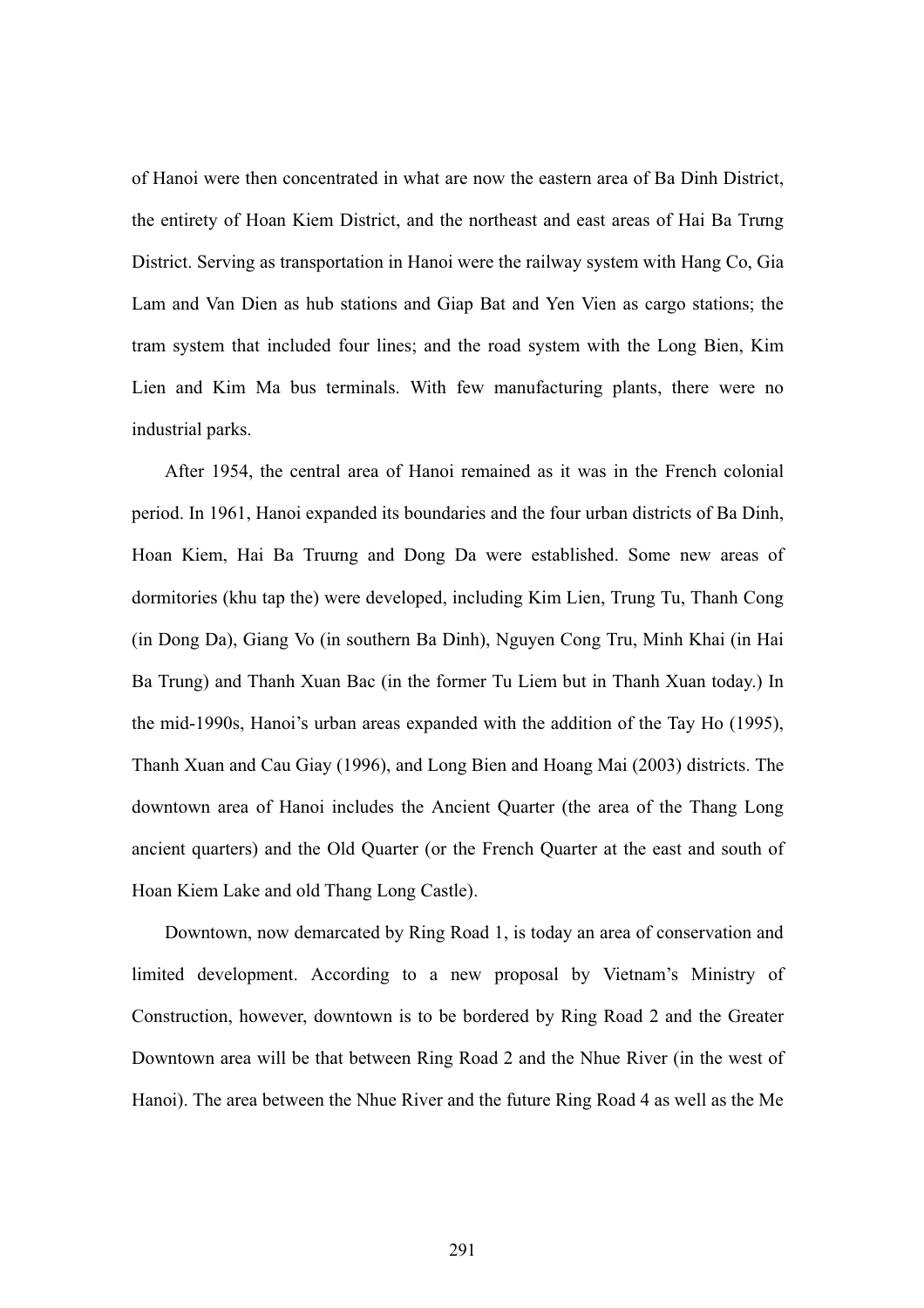of Hanoi were then concentrated in what are now the eastern area of Ba Dinh District, the entirety of Hoan Kiem District, and the northeast and east areas of Hai Ba Trưng District. Serving as transportation in Hanoi were the railway system with Hang Co, Gia Lam and Van Dien as hub stations and Giap Bat and Yen Vien as cargo stations; the tram system that included four lines; and the road system with the Long Bien, Kim Lien and Kim Ma bus terminals. With few manufacturing plants, there were no industrial parks.

After 1954, the central area of Hanoi remained as it was in the French colonial period. In 1961, Hanoi expanded its boundaries and the four urban districts of Ba Dinh, Hoan Kiem, Hai Ba Truưng and Dong Da were established. Some new areas of dormitories (khu tap the) were developed, including Kim Lien, Trung Tu, Thanh Cong (in Dong Da), Giang Vo (in southern Ba Dinh), Nguyen Cong Tru, Minh Khai (in Hai Ba Trung) and Thanh Xuan Bac (in the former Tu Liem but in Thanh Xuan today.) In the mid-1990s, Hanoi's urban areas expanded with the addition of the Tay Ho (1995), Thanh Xuan and Cau Giay (1996), and Long Bien and Hoang Mai (2003) districts. The downtown area of Hanoi includes the Ancient Quarter (the area of the Thang Long ancient quarters) and the Old Quarter (or the French Quarter at the east and south of Hoan Kiem Lake and old Thang Long Castle).

Downtown, now demarcated by Ring Road 1, is today an area of conservation and limited development. According to a new proposal by Vietnam's Ministry of Construction, however, downtown is to be bordered by Ring Road 2 and the Greater Downtown area will be that between Ring Road 2 and the Nhue River (in the west of Hanoi). The area between the Nhue River and the future Ring Road 4 as well as the Me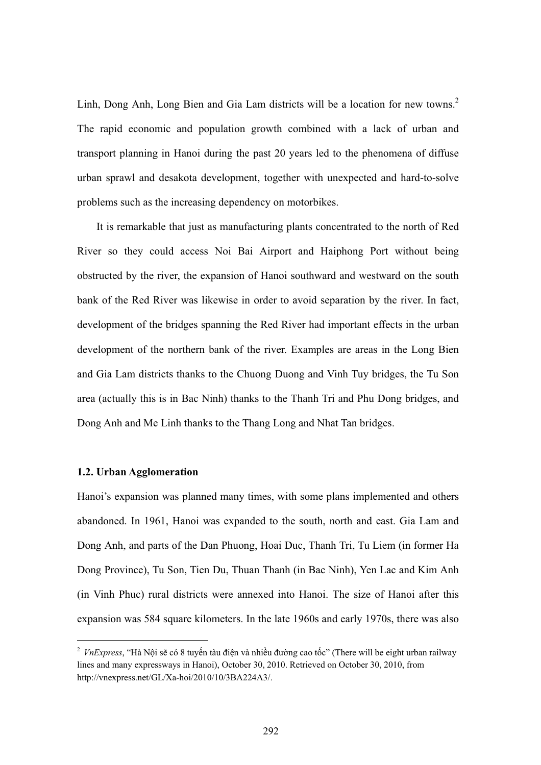Linh, Dong Anh, Long Bien and Gia Lam districts will be a location for new towns.[2] The rapid economic and population growth combined with a lack of urban and transport planning in Hanoi during the past 20 years led to the phenomena of diffuse urban sprawl and desakota development, together with unexpected and hard-to-solve problems such as the increasing dependency on motorbikes.

It is remarkable that just as manufacturing plants concentrated to the north of Red River so they could access Noi Bai Airport and Haiphong Port without being obstructed by the river, the expansion of Hanoi southward and westward on the south bank of the Red River was likewise in order to avoid separation by the river. In fact, development of the bridges spanning the Red River had important effects in the urban development of the northern bank of the river. Examples are areas in the Long Bien and Gia Lam districts thanks to the Chuong Duong and Vinh Tuy bridges, the Tu Son area (actually this is in Bac Ninh) thanks to the Thanh Tri and Phu Dong bridges, and Dong Anh and Me Linh thanks to the Thang Long and Nhat Tan bridges.

### 1.2. Urban Agglomeration

Hanoi's expansion was planned many times, with some plans implemented and others abandoned. In 1961, Hanoi was expanded to the south, north and east. Gia Lam and Dong Anh, and parts of the Dan Phuong, Hoai Duc, Thanh Tri, Tu Liem (in former Ha Dong Province), Tu Son, Tien Du, Thuan Thanh (in Bac Ninh), Yen Lac and Kim Anh (in Vinh Phuc) rural districts were annexed into Hanoi. The size of Hanoi after this expansion was 584 square kilometers. In the late 1960s and early 1970s, there was also

---

[2] *VnExpress*, "Hà Nội sẽ có 8 tuyến tàu điện và nhiều đường cao tốc" (There will be eight urban railway lines and many expressways in Hanoi), October 30, 2010. Retrieved on October 30, 2010, from http://vnexpress.net/GL/Xa-hoi/2010/10/3BA224A3/.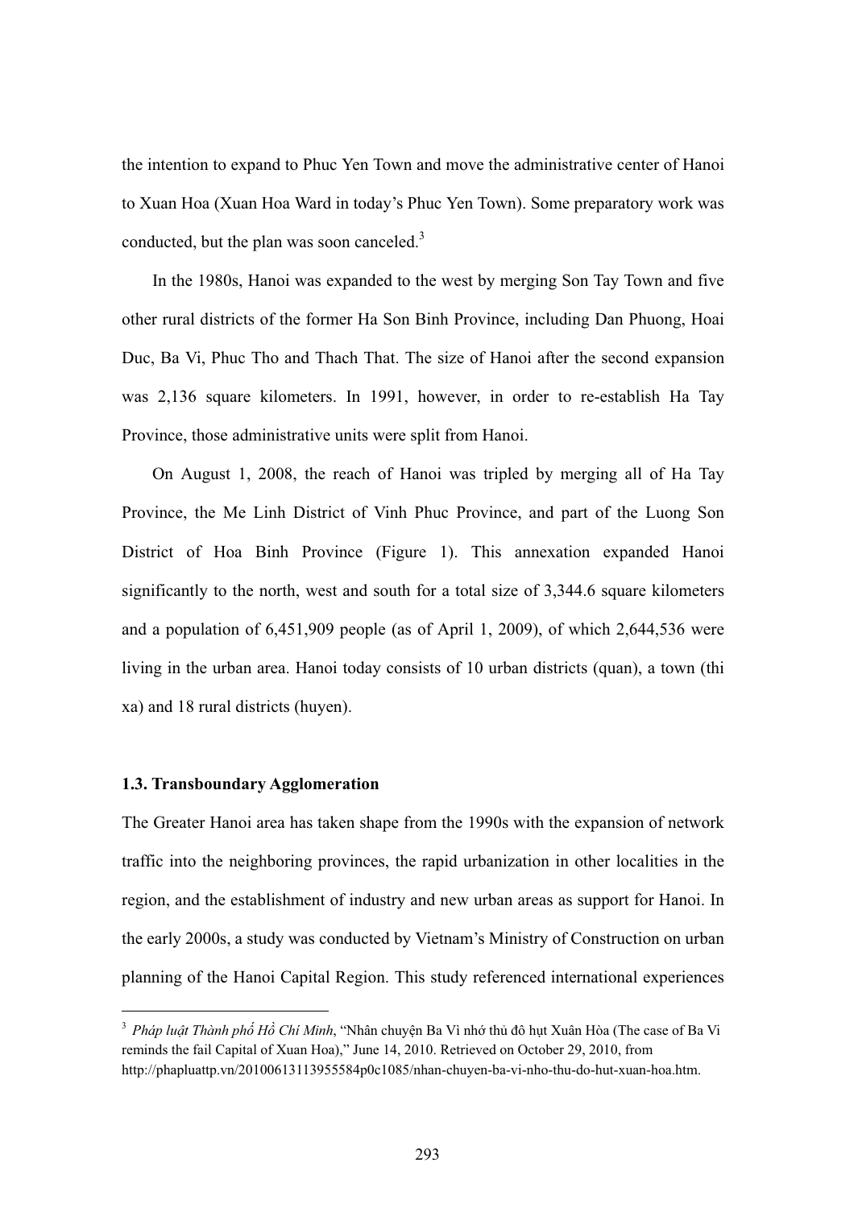the intention to expand to Phuc Yen Town and move the administrative center of Hanoi to Xuan Hoa (Xuan Hoa Ward in today's Phuc Yen Town). Some preparatory work was conducted, but the plan was soon canceled.[3]

In the 1980s, Hanoi was expanded to the west by merging Son Tay Town and five other rural districts of the former Ha Son Binh Province, including Dan Phuong, Hoai Duc, Ba Vi, Phuc Tho and Thach That. The size of Hanoi after the second expansion was 2,136 square kilometers. In 1991, however, in order to re-establish Ha Tay Province, those administrative units were split from Hanoi.

On August 1, 2008, the reach of Hanoi was tripled by merging all of Ha Tay Province, the Me Linh District of Vinh Phuc Province, and part of the Luong Son District of Hoa Binh Province (Figure 1). This annexation expanded Hanoi significantly to the north, west and south for a total size of 3,344.6 square kilometers and a population of 6,451,909 people (as of April 1, 2009), of which 2,644,536 were living in the urban area. Hanoi today consists of 10 urban districts (quan), a town (thi xa) and 18 rural districts (huyen).

### 1.3. Transboundary Agglomeration

The Greater Hanoi area has taken shape from the 1990s with the expansion of network traffic into the neighboring provinces, the rapid urbanization in other localities in the region, and the establishment of industry and new urban areas as support for Hanoi. In the early 2000s, a study was conducted by Vietnam's Ministry of Construction on urban planning of the Hanoi Capital Region. This study referenced international experiences

---

[3] *Pháp luật Thành phố Hồ Chí Minh*, "Nhân chuyện Ba Vì nhớ thủ đô hụt Xuân Hòa (The case of Ba Vi reminds the fail Capital of Xuan Hoa)," June 14, 2010. Retrieved on October 29, 2010, from http://phapluattp.vn/20100613113955584p0c1085/nhan-chuyen-ba-vi-nho-thu-do-hut-xuan-hoa.htm.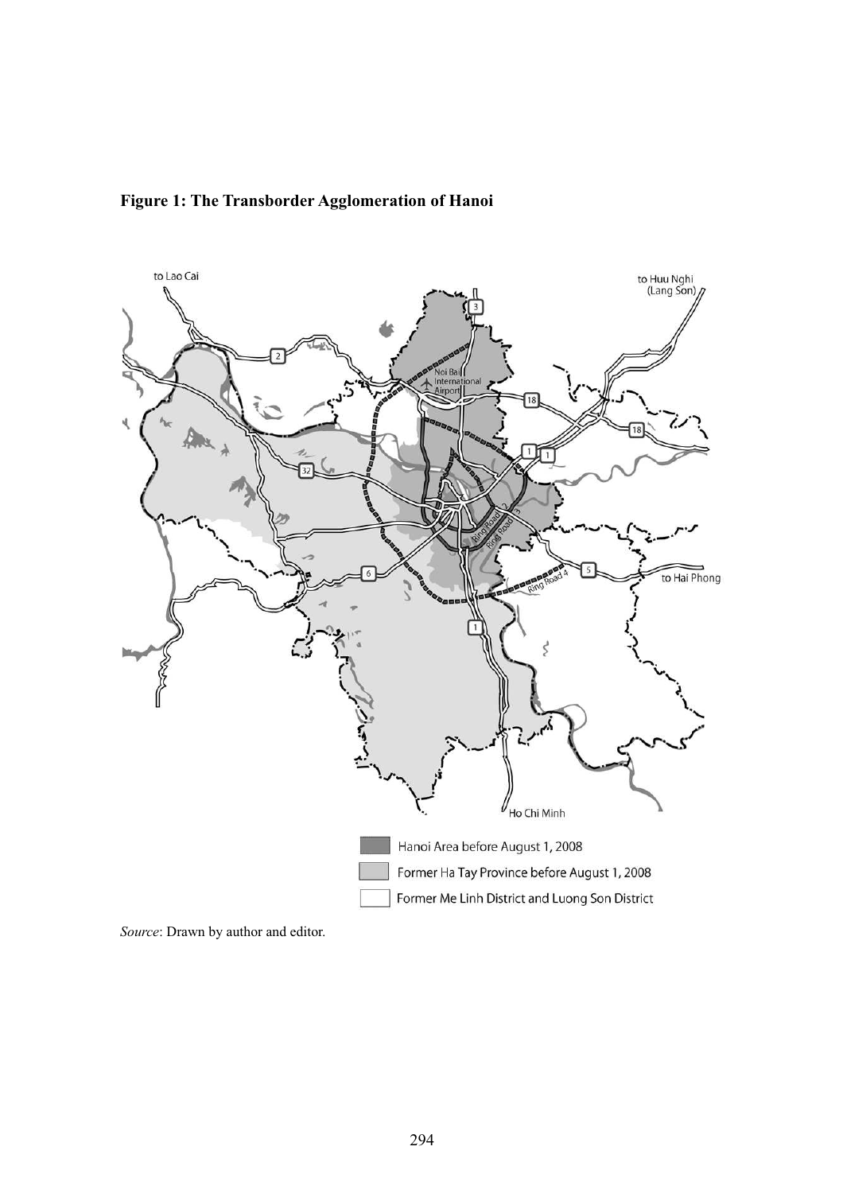**Figure 1: The Transborder Agglomeration of Hanoi**

*Source*: Drawn by author and editor.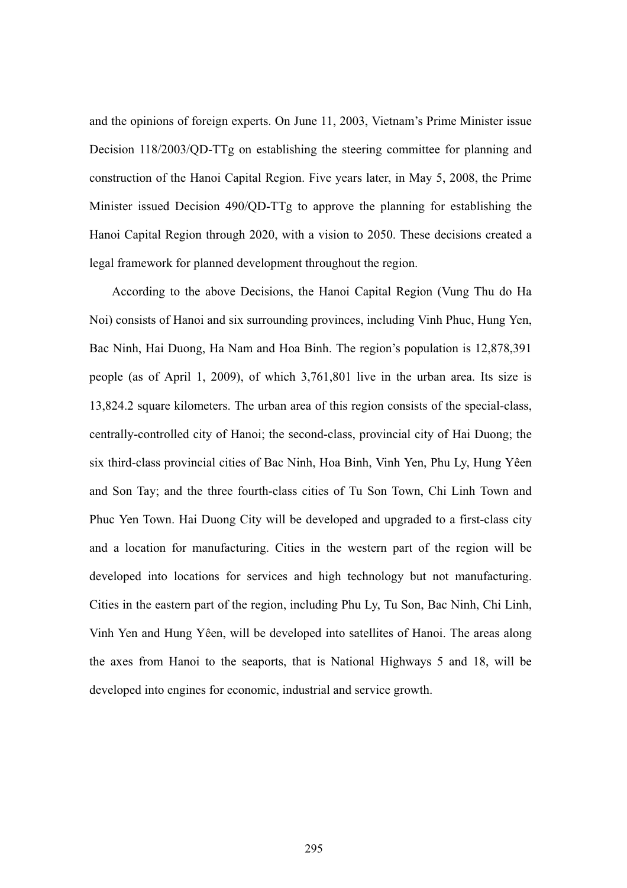and the opinions of foreign experts. On June 11, 2003, Vietnam's Prime Minister issue Decision 118/2003/QD-TTg on establishing the steering committee for planning and construction of the Hanoi Capital Region. Five years later, in May 5, 2008, the Prime Minister issued Decision 490/QD-TTg to approve the planning for establishing the Hanoi Capital Region through 2020, with a vision to 2050. These decisions created a legal framework for planned development throughout the region.

According to the above Decisions, the Hanoi Capital Region (Vung Thu do Ha Noi) consists of Hanoi and six surrounding provinces, including Vinh Phuc, Hung Yen, Bac Ninh, Hai Duong, Ha Nam and Hoa Binh. The region's population is 12,878,391 people (as of April 1, 2009), of which 3,761,801 live in the urban area. Its size is 13,824.2 square kilometers. The urban area of this region consists of the special-class, centrally-controlled city of Hanoi; the second-class, provincial city of Hai Duong; the six third-class provincial cities of Bac Ninh, Hoa Binh, Vinh Yen, Phu Ly, Hung Yêen and Son Tay; and the three fourth-class cities of Tu Son Town, Chi Linh Town and Phuc Yen Town. Hai Duong City will be developed and upgraded to a first-class city and a location for manufacturing. Cities in the western part of the region will be developed into locations for services and high technology but not manufacturing. Cities in the eastern part of the region, including Phu Ly, Tu Son, Bac Ninh, Chi Linh, Vinh Yen and Hung Yêen, will be developed into satellites of Hanoi. The areas along the axes from Hanoi to the seaports, that is National Highways 5 and 18, will be developed into engines for economic, industrial and service growth.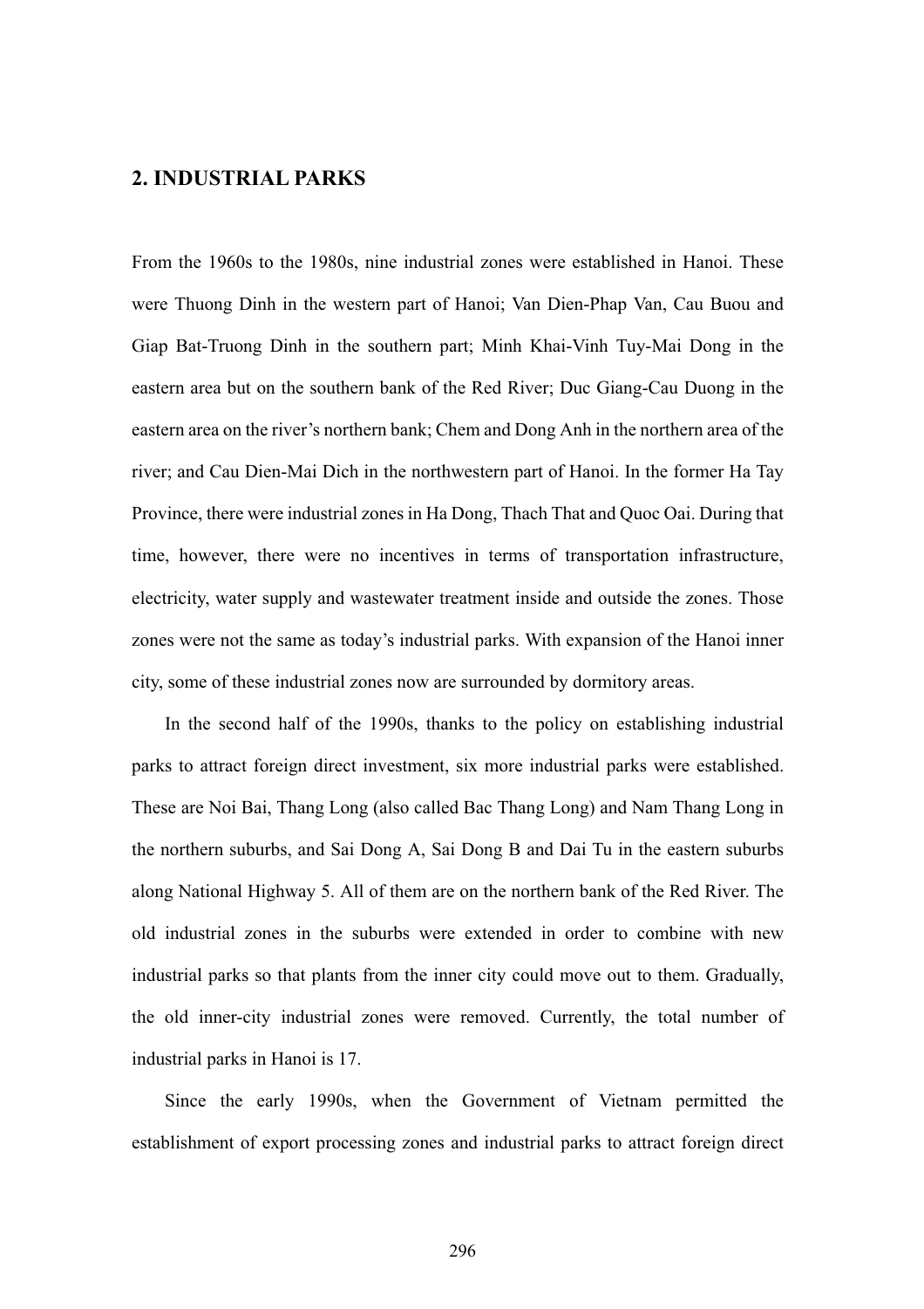## 2. INDUSTRIAL PARKS

From the 1960s to the 1980s, nine industrial zones were established in Hanoi. These were Thuong Dinh in the western part of Hanoi; Van Dien-Phap Van, Cau Buou and Giap Bat-Truong Dinh in the southern part; Minh Khai-Vinh Tuy-Mai Dong in the eastern area but on the southern bank of the Red River; Duc Giang-Cau Duong in the eastern area on the river's northern bank; Chem and Dong Anh in the northern area of the river; and Cau Dien-Mai Dich in the northwestern part of Hanoi. In the former Ha Tay Province, there were industrial zones in Ha Dong, Thach That and Quoc Oai. During that time, however, there were no incentives in terms of transportation infrastructure, electricity, water supply and wastewater treatment inside and outside the zones. Those zones were not the same as today's industrial parks. With expansion of the Hanoi inner city, some of these industrial zones now are surrounded by dormitory areas.

In the second half of the 1990s, thanks to the policy on establishing industrial parks to attract foreign direct investment, six more industrial parks were established. These are Noi Bai, Thang Long (also called Bac Thang Long) and Nam Thang Long in the northern suburbs, and Sai Dong A, Sai Dong B and Dai Tu in the eastern suburbs along National Highway 5. All of them are on the northern bank of the Red River. The old industrial zones in the suburbs were extended in order to combine with new industrial parks so that plants from the inner city could move out to them. Gradually, the old inner-city industrial zones were removed. Currently, the total number of industrial parks in Hanoi is 17.

Since the early 1990s, when the Government of Vietnam permitted the establishment of export processing zones and industrial parks to attract foreign direct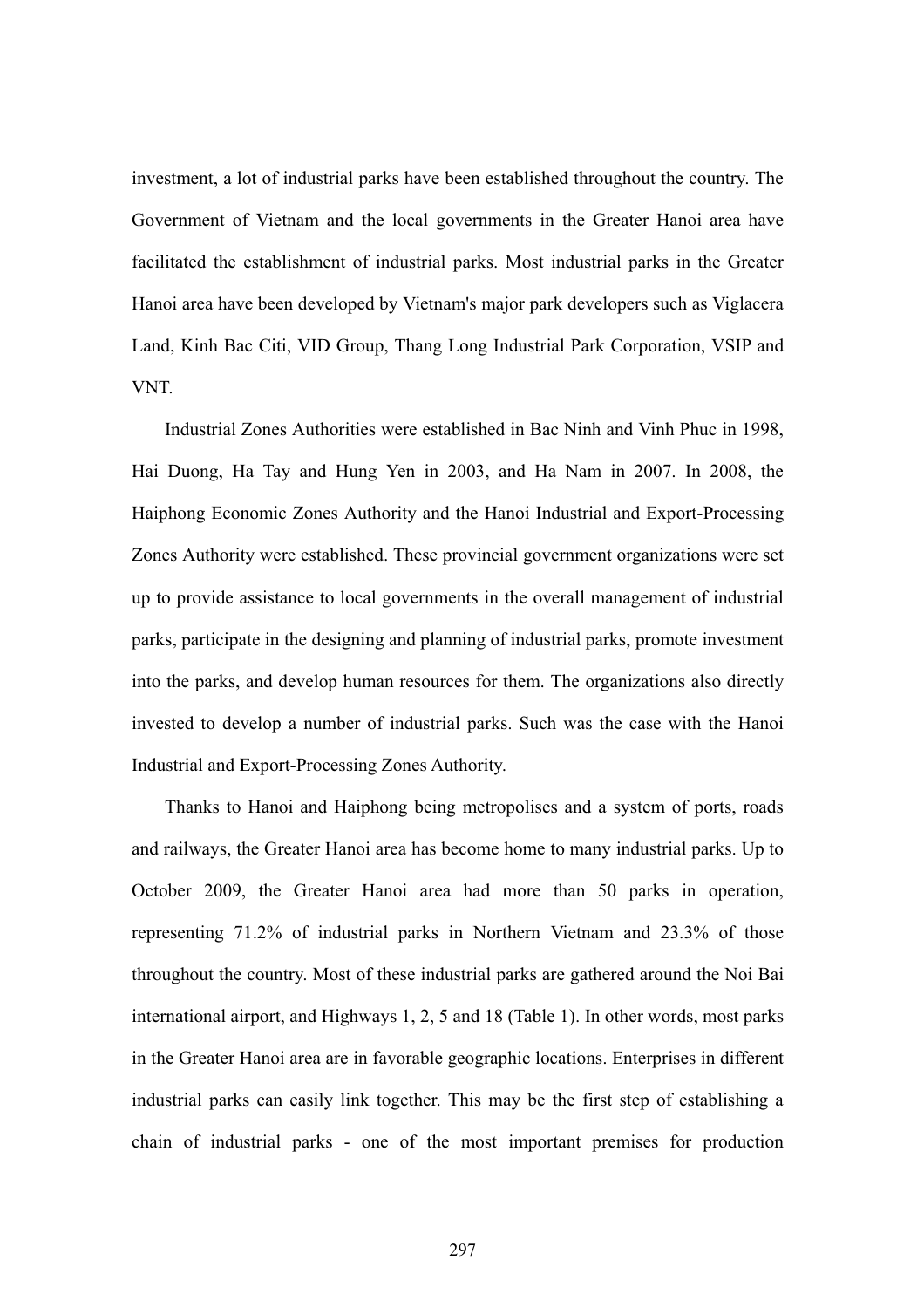investment, a lot of industrial parks have been established throughout the country. The Government of Vietnam and the local governments in the Greater Hanoi area have facilitated the establishment of industrial parks. Most industrial parks in the Greater Hanoi area have been developed by Vietnam's major park developers such as Viglacera Land, Kinh Bac Citi, VID Group, Thang Long Industrial Park Corporation, VSIP and VNT.

Industrial Zones Authorities were established in Bac Ninh and Vinh Phuc in 1998, Hai Duong, Ha Tay and Hung Yen in 2003, and Ha Nam in 2007. In 2008, the Haiphong Economic Zones Authority and the Hanoi Industrial and Export-Processing Zones Authority were established. These provincial government organizations were set up to provide assistance to local governments in the overall management of industrial parks, participate in the designing and planning of industrial parks, promote investment into the parks, and develop human resources for them. The organizations also directly invested to develop a number of industrial parks. Such was the case with the Hanoi Industrial and Export-Processing Zones Authority.

Thanks to Hanoi and Haiphong being metropolises and a system of ports, roads and railways, the Greater Hanoi area has become home to many industrial parks. Up to October 2009, the Greater Hanoi area had more than 50 parks in operation, representing 71.2% of industrial parks in Northern Vietnam and 23.3% of those throughout the country. Most of these industrial parks are gathered around the Noi Bai international airport, and Highways 1, 2, 5 and 18 (Table 1). In other words, most parks in the Greater Hanoi area are in favorable geographic locations. Enterprises in different industrial parks can easily link together. This may be the first step of establishing a chain of industrial parks - one of the most important premises for production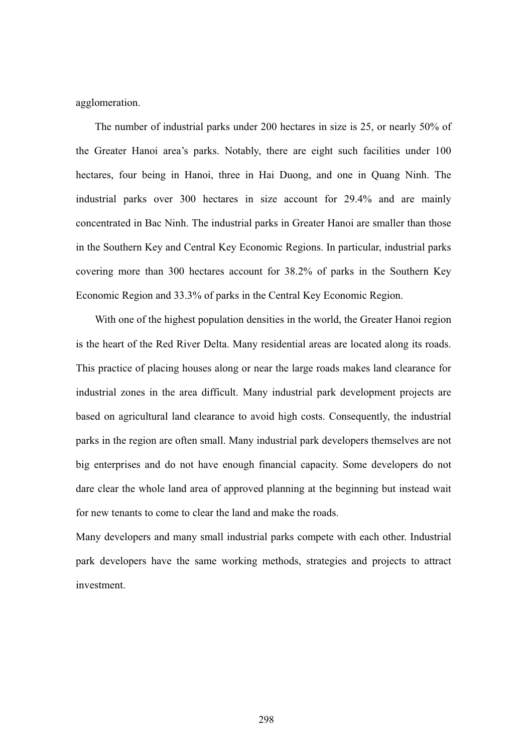agglomeration.

The number of industrial parks under 200 hectares in size is 25, or nearly 50% of the Greater Hanoi area's parks. Notably, there are eight such facilities under 100 hectares, four being in Hanoi, three in Hai Duong, and one in Quang Ninh. The industrial parks over 300 hectares in size account for 29.4% and are mainly concentrated in Bac Ninh. The industrial parks in Greater Hanoi are smaller than those in the Southern Key and Central Key Economic Regions. In particular, industrial parks covering more than 300 hectares account for 38.2% of parks in the Southern Key Economic Region and 33.3% of parks in the Central Key Economic Region.

With one of the highest population densities in the world, the Greater Hanoi region is the heart of the Red River Delta. Many residential areas are located along its roads. This practice of placing houses along or near the large roads makes land clearance for industrial zones in the area difficult. Many industrial park development projects are based on agricultural land clearance to avoid high costs. Consequently, the industrial parks in the region are often small. Many industrial park developers themselves are not big enterprises and do not have enough financial capacity. Some developers do not dare clear the whole land area of approved planning at the beginning but instead wait for new tenants to come to clear the land and make the roads.

Many developers and many small industrial parks compete with each other. Industrial park developers have the same working methods, strategies and projects to attract investment.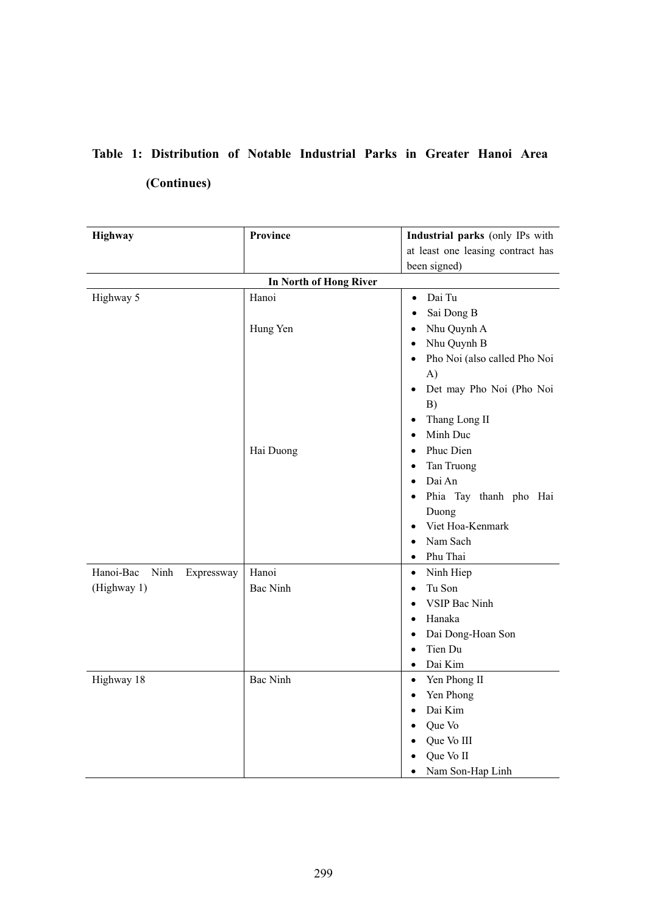**Table 1: Distribution of Notable Industrial Parks in Greater Hanoi Area (Continues)**

| Highway | Province | Industrial parks (only IPs with at least one leasing contract has been signed) |
|---|---|---|
| **In North of Hong River** | | |
| Highway 5 | Hanoi | • Dai Tu<br>• Sai Dong B |
| | Hung Yen | • Nhu Quynh A<br>• Nhu Quynh B<br>• Pho Noi (also called Pho Noi A)<br>• Det may Pho Noi (Pho Noi B)<br>• Thang Long II<br>• Minh Duc |
| | Hai Duong | • Phuc Dien<br>• Tan Truong<br>• Dai An<br>• Phia Tay thanh pho Hai Duong<br>• Viet Hoa-Kenmark<br>• Nam Sach<br>• Phu Thai |
| Hanoi-Bac Ninh Expressway (Highway 1) | Hanoi<br>Bac Ninh | • Ninh Hiep<br>• Tu Son<br>• VSIP Bac Ninh<br>• Hanaka<br>• Dai Dong-Hoan Son<br>• Tien Du<br>• Dai Kim |
| Highway 18 | Bac Ninh | • Yen Phong II<br>• Yen Phong<br>• Dai Kim<br>• Que Vo<br>• Que Vo III<br>• Que Vo II<br>• Nam Son-Hap Linh |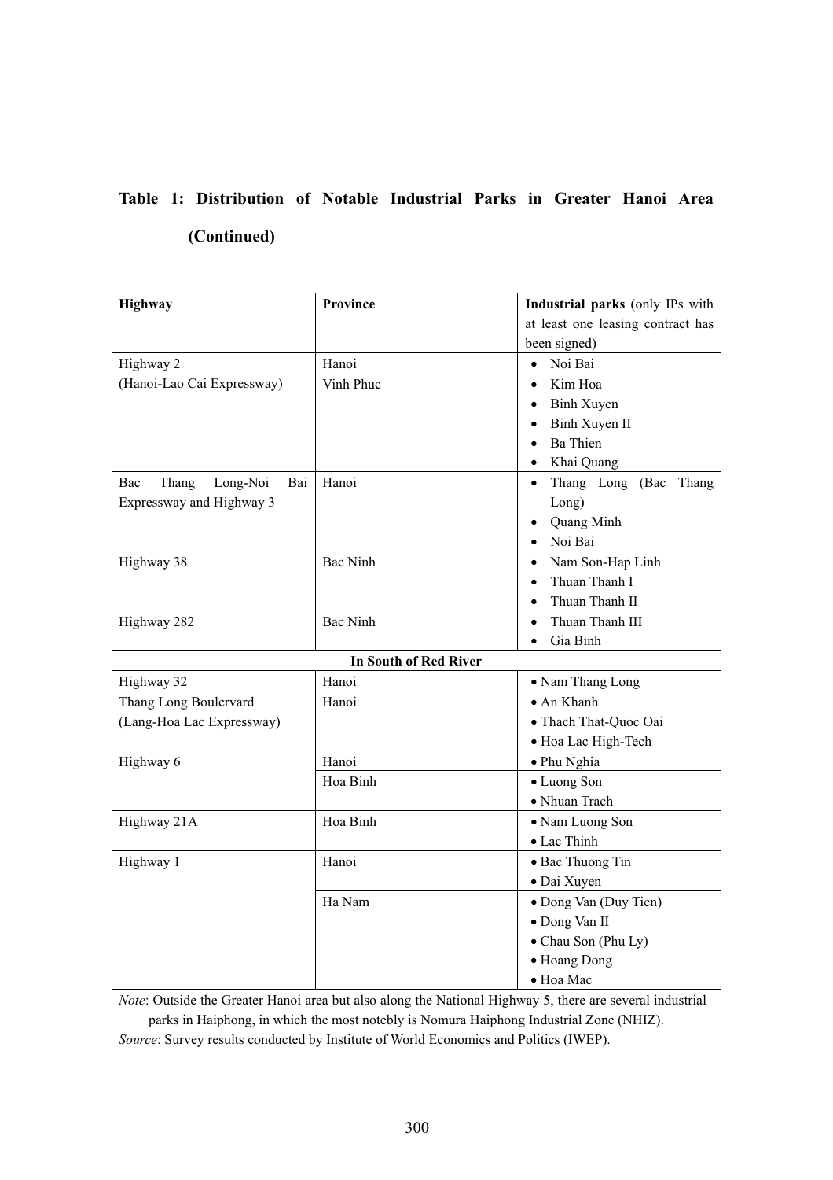**Table 1: Distribution of Notable Industrial Parks in Greater Hanoi Area (Continued)**

| Highway | Province | Industrial parks (only IPs with at least one leasing contract has been signed) |
|---|---|---|
| Highway 2 (Hanoi-Lao Cai Expressway) | Hanoi Vinh Phuc | • Noi Bai • Kim Hoa • Binh Xuyen • Binh Xuyen II • Ba Thien • Khai Quang |
| Bac Thang Long-Noi Bai Expressway and Highway 3 | Hanoi | • Thang Long (Bac Thang Long) • Quang Minh • Noi Bai |
| Highway 38 | Bac Ninh | • Nam Son-Hap Linh • Thuan Thanh I • Thuan Thanh II |
| Highway 282 | Bac Ninh | • Thuan Thanh III • Gia Binh |
| | **In South of Red River** | |
| Highway 32 | Hanoi | • Nam Thang Long |
| Thang Long Boulervard (Lang-Hoa Lac Expressway) | Hanoi | • An Khanh • Thach That-Quoc Oai • Hoa Lac High-Tech |
| Highway 6 | Hanoi | • Phu Nghia |
| | Hoa Binh | • Luong Son • Nhuan Trach |
| Highway 21A | Hoa Binh | • Nam Luong Son • Lac Thinh |
| Highway 1 | Hanoi | • Bac Thuong Tin • Dai Xuyen |
| | Ha Nam | • Dong Van (Duy Tien) • Dong Van II • Chau Son (Phu Ly) • Hoang Dong • Hoa Mac |

*Note*: Outside the Greater Hanoi area but also along the National Highway 5, there are several industrial parks in Haiphong, in which the most notebly is Nomura Haiphong Industrial Zone (NHIZ).

*Source*: Survey results conducted by Institute of World Economics and Politics (IWEP).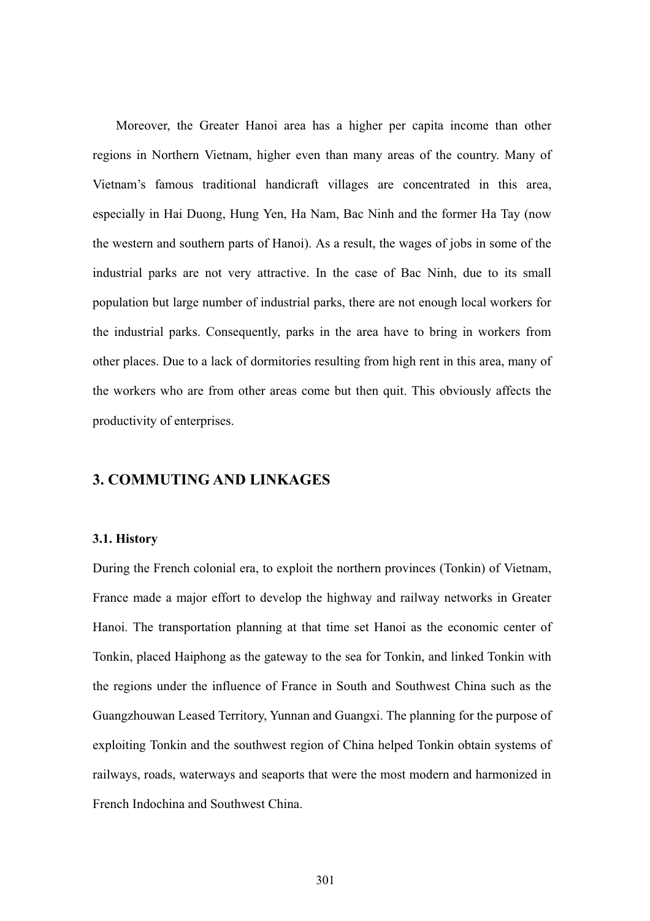Moreover, the Greater Hanoi area has a higher per capita income than other regions in Northern Vietnam, higher even than many areas of the country. Many of Vietnam's famous traditional handicraft villages are concentrated in this area, especially in Hai Duong, Hung Yen, Ha Nam, Bac Ninh and the former Ha Tay (now the western and southern parts of Hanoi). As a result, the wages of jobs in some of the industrial parks are not very attractive. In the case of Bac Ninh, due to its small population but large number of industrial parks, there are not enough local workers for the industrial parks. Consequently, parks in the area have to bring in workers from other places. Due to a lack of dormitories resulting from high rent in this area, many of the workers who are from other areas come but then quit. This obviously affects the productivity of enterprises.

## 3. COMMUTING AND LINKAGES

### 3.1. History

During the French colonial era, to exploit the northern provinces (Tonkin) of Vietnam, France made a major effort to develop the highway and railway networks in Greater Hanoi. The transportation planning at that time set Hanoi as the economic center of Tonkin, placed Haiphong as the gateway to the sea for Tonkin, and linked Tonkin with the regions under the influence of France in South and Southwest China such as the Guangzhouwan Leased Territory, Yunnan and Guangxi. The planning for the purpose of exploiting Tonkin and the southwest region of China helped Tonkin obtain systems of railways, roads, waterways and seaports that were the most modern and harmonized in French Indochina and Southwest China.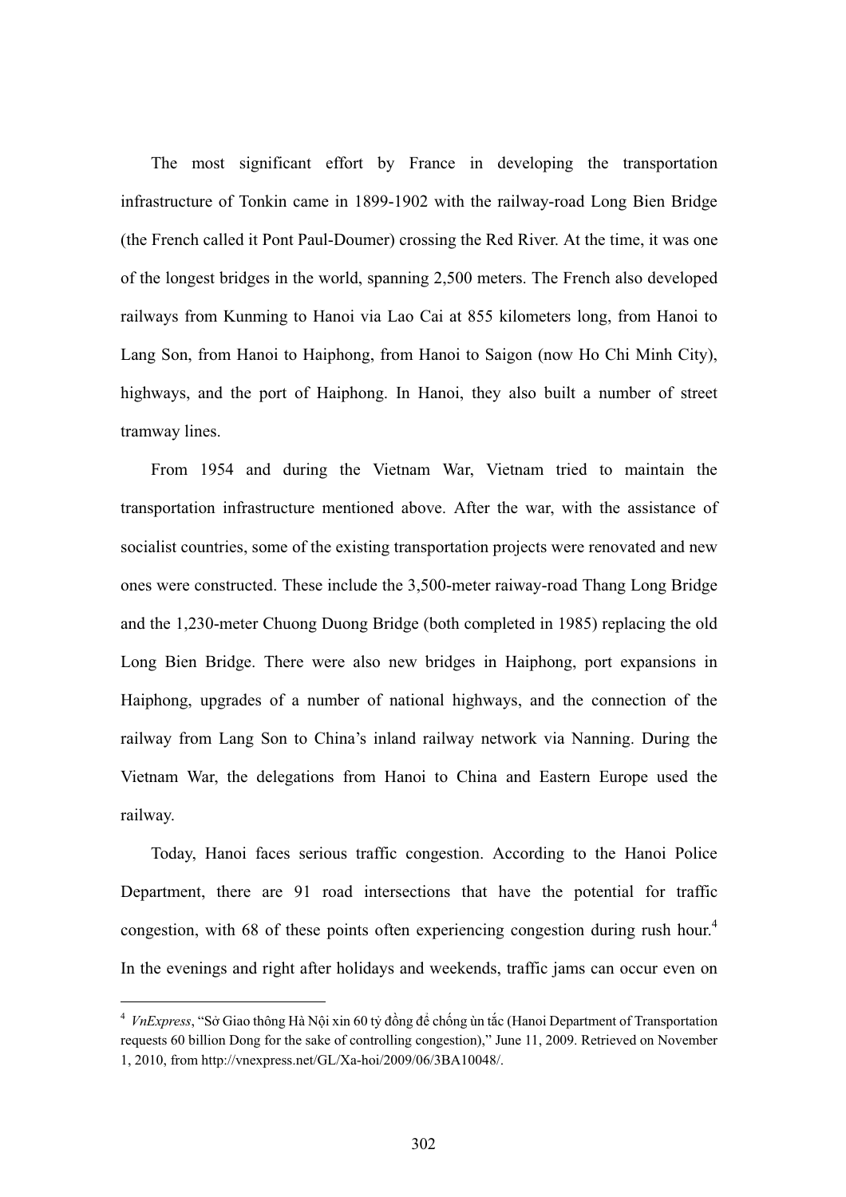The most significant effort by France in developing the transportation infrastructure of Tonkin came in 1899-1902 with the railway-road Long Bien Bridge (the French called it Pont Paul-Doumer) crossing the Red River. At the time, it was one of the longest bridges in the world, spanning 2,500 meters. The French also developed railways from Kunming to Hanoi via Lao Cai at 855 kilometers long, from Hanoi to Lang Son, from Hanoi to Haiphong, from Hanoi to Saigon (now Ho Chi Minh City), highways, and the port of Haiphong. In Hanoi, they also built a number of street tramway lines.

From 1954 and during the Vietnam War, Vietnam tried to maintain the transportation infrastructure mentioned above. After the war, with the assistance of socialist countries, some of the existing transportation projects were renovated and new ones were constructed. These include the 3,500-meter raiway-road Thang Long Bridge and the 1,230-meter Chuong Duong Bridge (both completed in 1985) replacing the old Long Bien Bridge. There were also new bridges in Haiphong, port expansions in Haiphong, upgrades of a number of national highways, and the connection of the railway from Lang Son to China's inland railway network via Nanning. During the Vietnam War, the delegations from Hanoi to China and Eastern Europe used the railway.

Today, Hanoi faces serious traffic congestion. According to the Hanoi Police Department, there are 91 road intersections that have the potential for traffic congestion, with 68 of these points often experiencing congestion during rush hour.[4] In the evenings and right after holidays and weekends, traffic jams can occur even on

---

[4] *VnExpress*, "Sở Giao thông Hà Nội xin 60 tỷ đồng để chống ùn tắc (Hanoi Department of Transportation requests 60 billion Dong for the sake of controlling congestion)," June 11, 2009. Retrieved on November 1, 2010, from http://vnexpress.net/GL/Xa-hoi/2009/06/3BA10048/.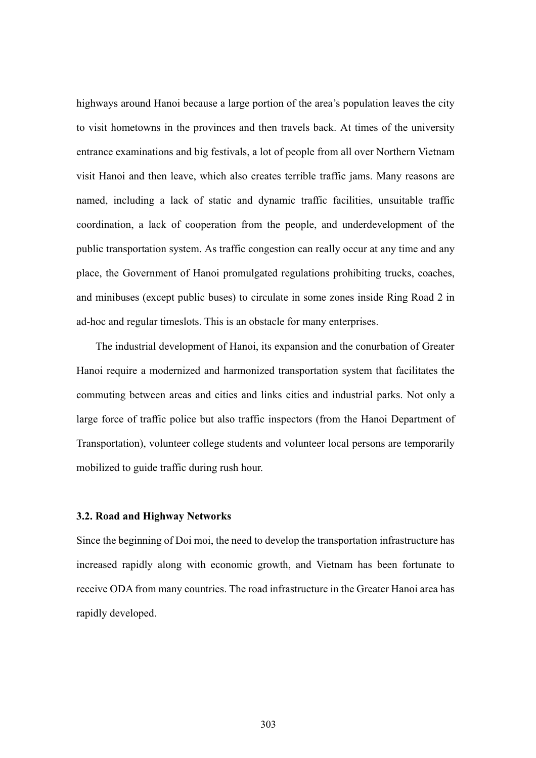highways around Hanoi because a large portion of the area's population leaves the city to visit hometowns in the provinces and then travels back. At times of the university entrance examinations and big festivals, a lot of people from all over Northern Vietnam visit Hanoi and then leave, which also creates terrible traffic jams. Many reasons are named, including a lack of static and dynamic traffic facilities, unsuitable traffic coordination, a lack of cooperation from the people, and underdevelopment of the public transportation system. As traffic congestion can really occur at any time and any place, the Government of Hanoi promulgated regulations prohibiting trucks, coaches, and minibuses (except public buses) to circulate in some zones inside Ring Road 2 in ad-hoc and regular timeslots. This is an obstacle for many enterprises.

The industrial development of Hanoi, its expansion and the conurbation of Greater Hanoi require a modernized and harmonized transportation system that facilitates the commuting between areas and cities and links cities and industrial parks. Not only a large force of traffic police but also traffic inspectors (from the Hanoi Department of Transportation), volunteer college students and volunteer local persons are temporarily mobilized to guide traffic during rush hour.

### 3.2. Road and Highway Networks

Since the beginning of Doi moi, the need to develop the transportation infrastructure has increased rapidly along with economic growth, and Vietnam has been fortunate to receive ODA from many countries. The road infrastructure in the Greater Hanoi area has rapidly developed.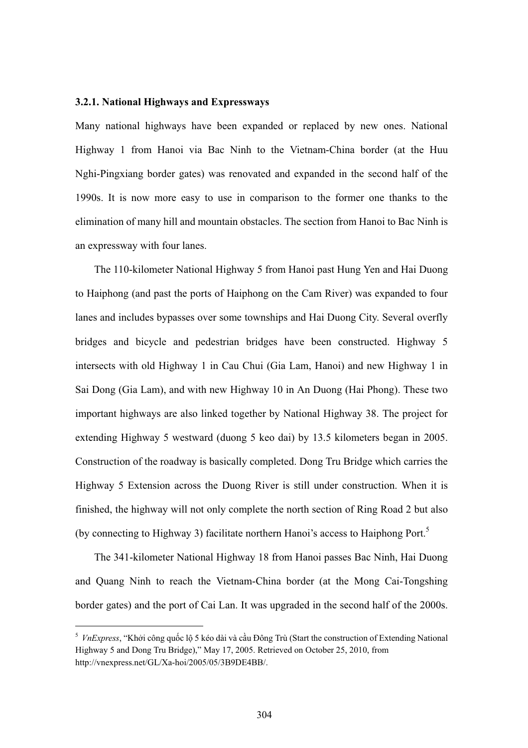### 3.2.1. National Highways and Expressways

Many national highways have been expanded or replaced by new ones. National Highway 1 from Hanoi via Bac Ninh to the Vietnam-China border (at the Huu Nghi-Pingxiang border gates) was renovated and expanded in the second half of the 1990s. It is now more easy to use in comparison to the former one thanks to the elimination of many hill and mountain obstacles. The section from Hanoi to Bac Ninh is an expressway with four lanes.

The 110-kilometer National Highway 5 from Hanoi past Hung Yen and Hai Duong to Haiphong (and past the ports of Haiphong on the Cam River) was expanded to four lanes and includes bypasses over some townships and Hai Duong City. Several overfly bridges and bicycle and pedestrian bridges have been constructed. Highway 5 intersects with old Highway 1 in Cau Chui (Gia Lam, Hanoi) and new Highway 1 in Sai Dong (Gia Lam), and with new Highway 10 in An Duong (Hai Phong). These two important highways are also linked together by National Highway 38. The project for extending Highway 5 westward (duong 5 keo dai) by 13.5 kilometers began in 2005. Construction of the roadway is basically completed. Dong Tru Bridge which carries the Highway 5 Extension across the Duong River is still under construction. When it is finished, the highway will not only complete the north section of Ring Road 2 but also (by connecting to Highway 3) facilitate northern Hanoi's access to Haiphong Port.[5]

The 341-kilometer National Highway 18 from Hanoi passes Bac Ninh, Hai Duong and Quang Ninh to reach the Vietnam-China border (at the Mong Cai-Tongshing border gates) and the port of Cai Lan. It was upgraded in the second half of the 2000s.

---

[5] *VnExpress*, "Khởi công quốc lộ 5 kéo dài và cầu Đông Trù (Start the construction of Extending National Highway 5 and Dong Tru Bridge)," May 17, 2005. Retrieved on October 25, 2010, from http://vnexpress.net/GL/Xa-hoi/2005/05/3B9DE4BB/.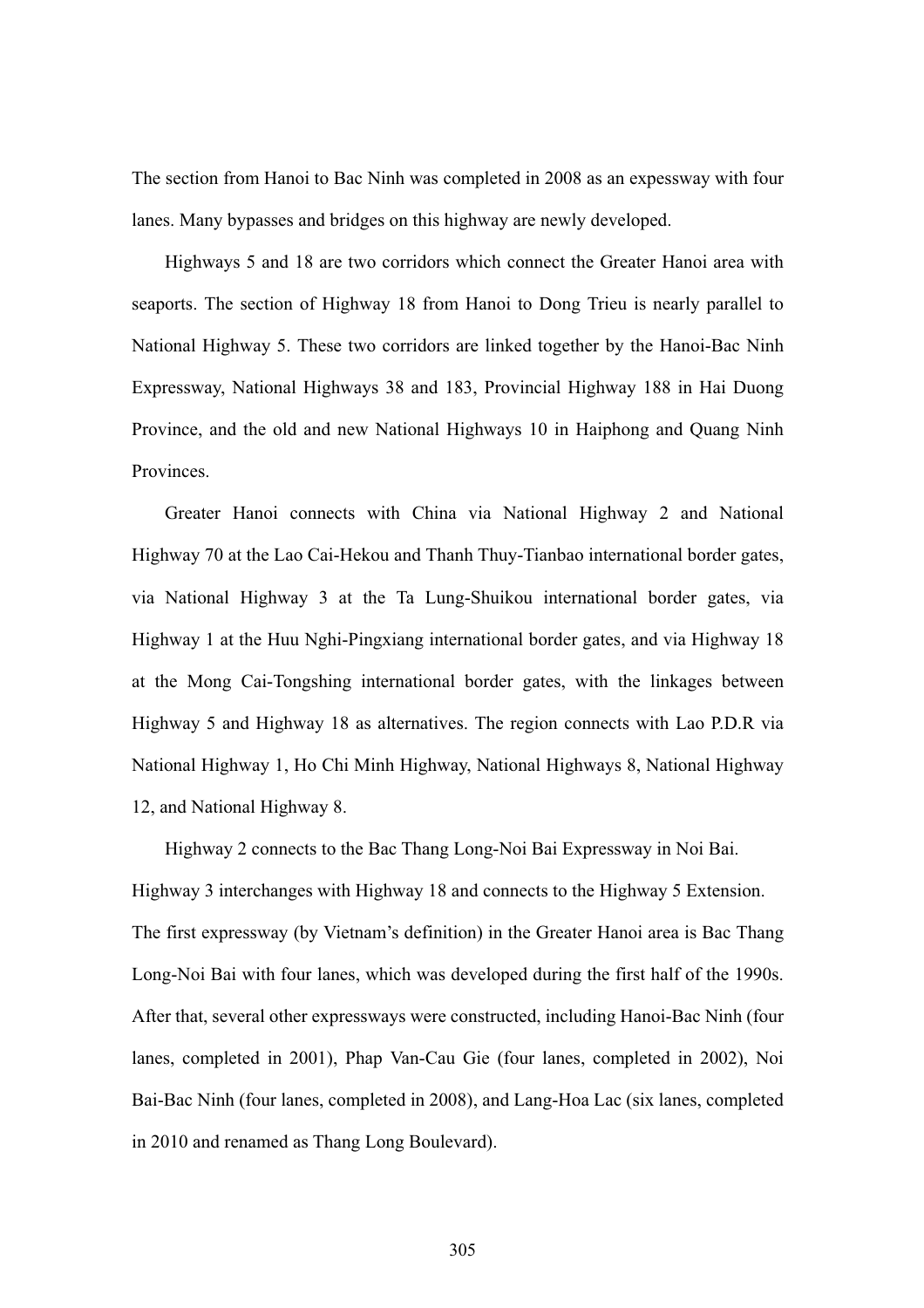The section from Hanoi to Bac Ninh was completed in 2008 as an expessway with four lanes. Many bypasses and bridges on this highway are newly developed.

Highways 5 and 18 are two corridors which connect the Greater Hanoi area with seaports. The section of Highway 18 from Hanoi to Dong Trieu is nearly parallel to National Highway 5. These two corridors are linked together by the Hanoi-Bac Ninh Expressway, National Highways 38 and 183, Provincial Highway 188 in Hai Duong Province, and the old and new National Highways 10 in Haiphong and Quang Ninh Provinces.

Greater Hanoi connects with China via National Highway 2 and National Highway 70 at the Lao Cai-Hekou and Thanh Thuy-Tianbao international border gates, via National Highway 3 at the Ta Lung-Shuikou international border gates, via Highway 1 at the Huu Nghi-Pingxiang international border gates, and via Highway 18 at the Mong Cai-Tongshing international border gates, with the linkages between Highway 5 and Highway 18 as alternatives. The region connects with Lao P.D.R via National Highway 1, Ho Chi Minh Highway, National Highways 8, National Highway 12, and National Highway 8.

Highway 2 connects to the Bac Thang Long-Noi Bai Expressway in Noi Bai. Highway 3 interchanges with Highway 18 and connects to the Highway 5 Extension. The first expressway (by Vietnam's definition) in the Greater Hanoi area is Bac Thang Long-Noi Bai with four lanes, which was developed during the first half of the 1990s. After that, several other expressways were constructed, including Hanoi-Bac Ninh (four lanes, completed in 2001), Phap Van-Cau Gie (four lanes, completed in 2002), Noi Bai-Bac Ninh (four lanes, completed in 2008), and Lang-Hoa Lac (six lanes, completed in 2010 and renamed as Thang Long Boulevard).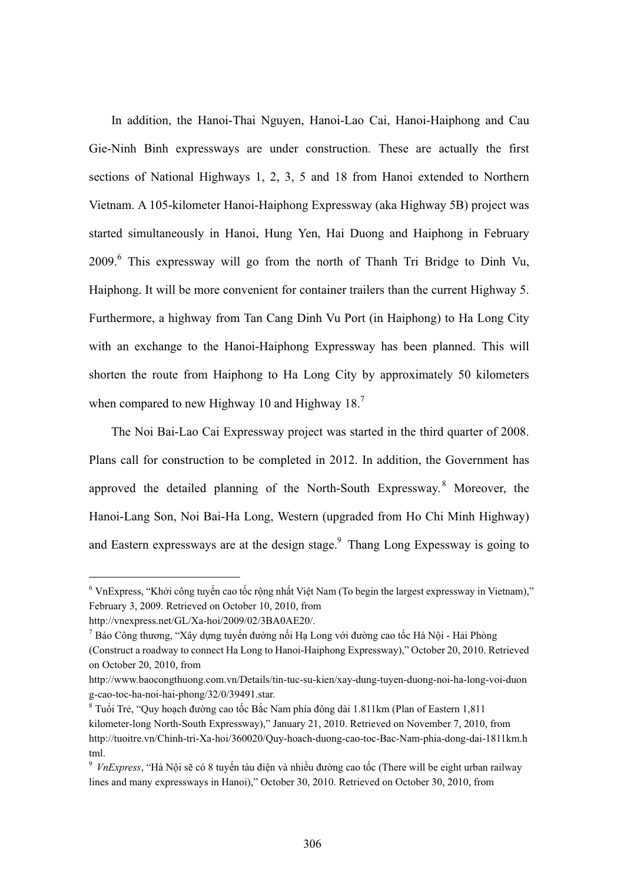In addition, the Hanoi-Thai Nguyen, Hanoi-Lao Cai, Hanoi-Haiphong and Cau Gie-Ninh Binh expressways are under construction. These are actually the first sections of National Highways 1, 2, 3, 5 and 18 from Hanoi extended to Northern Vietnam. A 105-kilometer Hanoi-Haiphong Expressway (aka Highway 5B) project was started simultaneously in Hanoi, Hung Yen, Hai Duong and Haiphong in February 2009.[6] This expressway will go from the north of Thanh Tri Bridge to Dinh Vu, Haiphong. It will be more convenient for container trailers than the current Highway 5. Furthermore, a highway from Tan Cang Dinh Vu Port (in Haiphong) to Ha Long City with an exchange to the Hanoi-Haiphong Expressway has been planned. This will shorten the route from Haiphong to Ha Long City by approximately 50 kilometers when compared to new Highway 10 and Highway 18.[7]

The Noi Bai-Lao Cai Expressway project was started in the third quarter of 2008. Plans call for construction to be completed in 2012. In addition, the Government has approved the detailed planning of the North-South Expressway.[8] Moreover, the Hanoi-Lang Son, Noi Bai-Ha Long, Western (upgraded from Ho Chi Minh Highway) and Eastern expressways are at the design stage.[9] Thang Long Expessway is going to

---

[6] VnExpress, "Khởi công tuyến cao tốc rộng nhất Việt Nam (To begin the largest expressway in Vietnam)," February 3, 2009. Retrieved on October 10, 2010, from http://vnexpress.net/GL/Xa-hoi/2009/02/3BA0AE20/.

[7] Báo Công thương, "Xây dựng tuyến đường nối Hạ Long với đường cao tốc Hà Nội - Hải Phòng (Construct a roadway to connect Ha Long to Hanoi-Haiphong Expressway)," October 20, 2010. Retrieved on October 20, 2010, from http://www.baocongthuong.com.vn/Details/tin-tuc-su-kien/xay-dung-tuyen-duong-noi-ha-long-voi-duong-cao-toc-ha-noi-hai-phong/32/0/39491.star.

[8] Tuổi Trẻ, "Quy hoạch đường cao tốc Bắc Nam phía đông dài 1.811km (Plan of Eastern 1,811 kilometer-long North-South Expressway)," January 21, 2010. Retrieved on November 7, 2010, from http://tuoitre.vn/Chinh-tri-Xa-hoi/360020/Quy-hoach-duong-cao-toc-Bac-Nam-phia-dong-dai-1811km.html.

[9] *VnExpress*, "Hà Nội sẽ có 8 tuyến tàu điện và nhiều đường cao tốc (There will be eight urban railway lines and many expressways in Hanoi)," October 30, 2010. Retrieved on October 30, 2010, from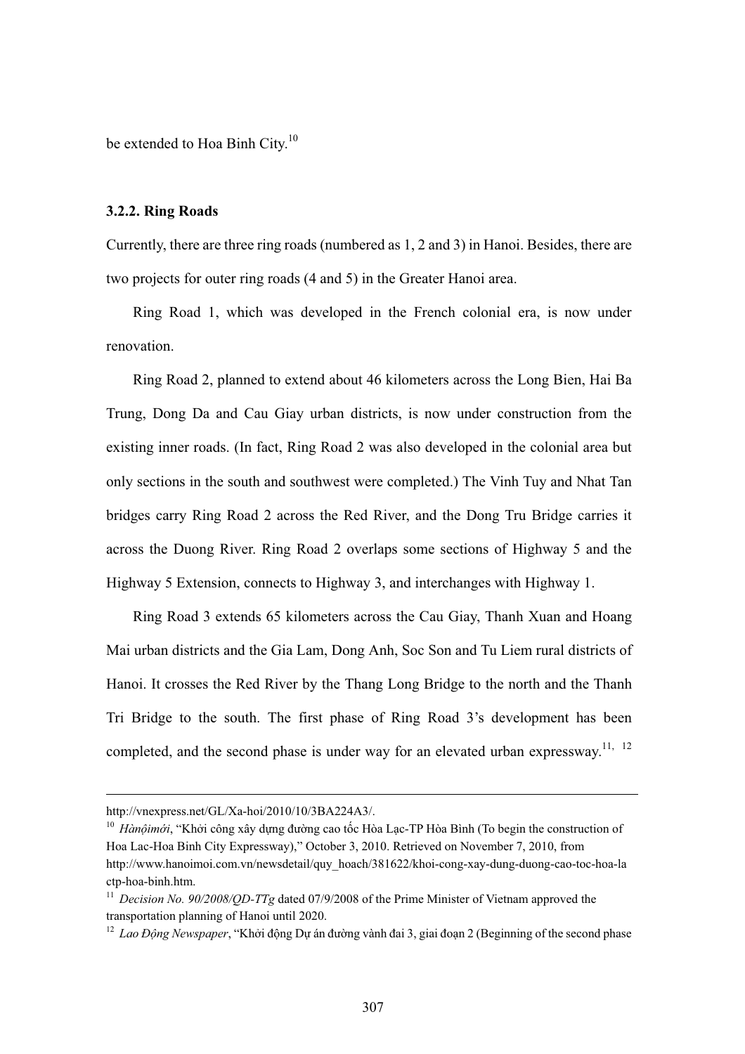be extended to Hoa Binh City.[10]

### 3.2.2. Ring Roads

Currently, there are three ring roads (numbered as 1, 2 and 3) in Hanoi. Besides, there are two projects for outer ring roads (4 and 5) in the Greater Hanoi area.

Ring Road 1, which was developed in the French colonial era, is now under renovation.

Ring Road 2, planned to extend about 46 kilometers across the Long Bien, Hai Ba Trung, Dong Da and Cau Giay urban districts, is now under construction from the existing inner roads. (In fact, Ring Road 2 was also developed in the colonial area but only sections in the south and southwest were completed.) The Vinh Tuy and Nhat Tan bridges carry Ring Road 2 across the Red River, and the Dong Tru Bridge carries it across the Duong River. Ring Road 2 overlaps some sections of Highway 5 and the Highway 5 Extension, connects to Highway 3, and interchanges with Highway 1.

Ring Road 3 extends 65 kilometers across the Cau Giay, Thanh Xuan and Hoang Mai urban districts and the Gia Lam, Dong Anh, Soc Son and Tu Liem rural districts of Hanoi. It crosses the Red River by the Thang Long Bridge to the north and the Thanh Tri Bridge to the south. The first phase of Ring Road 3's development has been completed, and the second phase is under way for an elevated urban expressway.[11, 12]

---

http://vnexpress.net/GL/Xa-hoi/2010/10/3BA224A3/.

[10] *Hànộimới*, "Khởi công xây dựng đường cao tốc Hòa Lạc-TP Hòa Bình (To begin the construction of Hoa Lac-Hoa Binh City Expressway)," October 3, 2010. Retrieved on November 7, 2010, from http://www.hanoimoi.com.vn/newsdetail/quy_hoach/381622/khoi-cong-xay-dung-duong-cao-toc-hoa-lactp-hoa-binh.htm.

[11] *Decision No. 90/2008/QD-TTg* dated 07/9/2008 of the Prime Minister of Vietnam approved the transportation planning of Hanoi until 2020.

[12] *Lao Động Newspaper*, "Khởi động Dự án đường vành đai 3, giai đoạn 2 (Beginning of the second phase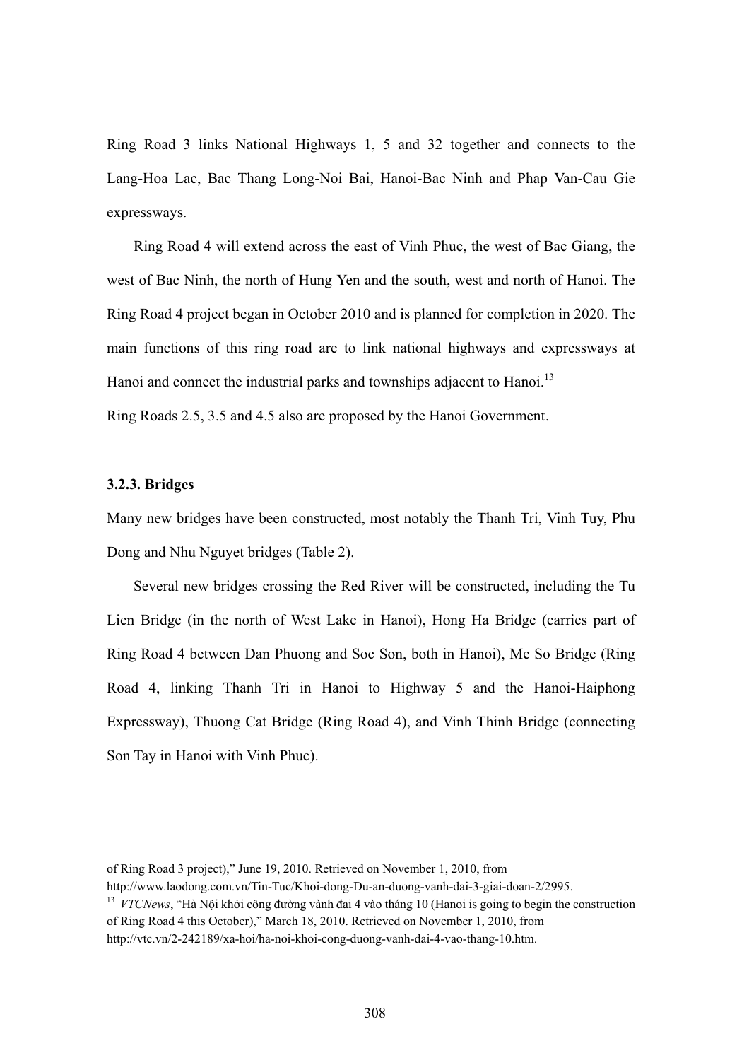Ring Road 3 links National Highways 1, 5 and 32 together and connects to the Lang-Hoa Lac, Bac Thang Long-Noi Bai, Hanoi-Bac Ninh and Phap Van-Cau Gie expressways.

Ring Road 4 will extend across the east of Vinh Phuc, the west of Bac Giang, the west of Bac Ninh, the north of Hung Yen and the south, west and north of Hanoi. The Ring Road 4 project began in October 2010 and is planned for completion in 2020. The main functions of this ring road are to link national highways and expressways at Hanoi and connect the industrial parks and townships adjacent to Hanoi.[13]

Ring Roads 2.5, 3.5 and 4.5 also are proposed by the Hanoi Government.

### 3.2.3. Bridges

Many new bridges have been constructed, most notably the Thanh Tri, Vinh Tuy, Phu Dong and Nhu Nguyet bridges (Table 2).

Several new bridges crossing the Red River will be constructed, including the Tu Lien Bridge (in the north of West Lake in Hanoi), Hong Ha Bridge (carries part of Ring Road 4 between Dan Phuong and Soc Son, both in Hanoi), Me So Bridge (Ring Road 4, linking Thanh Tri in Hanoi to Highway 5 and the Hanoi-Haiphong Expressway), Thuong Cat Bridge (Ring Road 4), and Vinh Thinh Bridge (connecting Son Tay in Hanoi with Vinh Phuc).

---

of Ring Road 3 project)," June 19, 2010. Retrieved on November 1, 2010, from http://www.laodong.com.vn/Tin-Tuc/Khoi-dong-Du-an-duong-vanh-dai-3-giai-doan-2/2995.

[13] *VTCNews*, "Hà Nội khởi công đường vành đai 4 vào tháng 10 (Hanoi is going to begin the construction of Ring Road 4 this October)," March 18, 2010. Retrieved on November 1, 2010, from http://vtc.vn/2-242189/xa-hoi/ha-noi-khoi-cong-duong-vanh-dai-4-vao-thang-10.htm.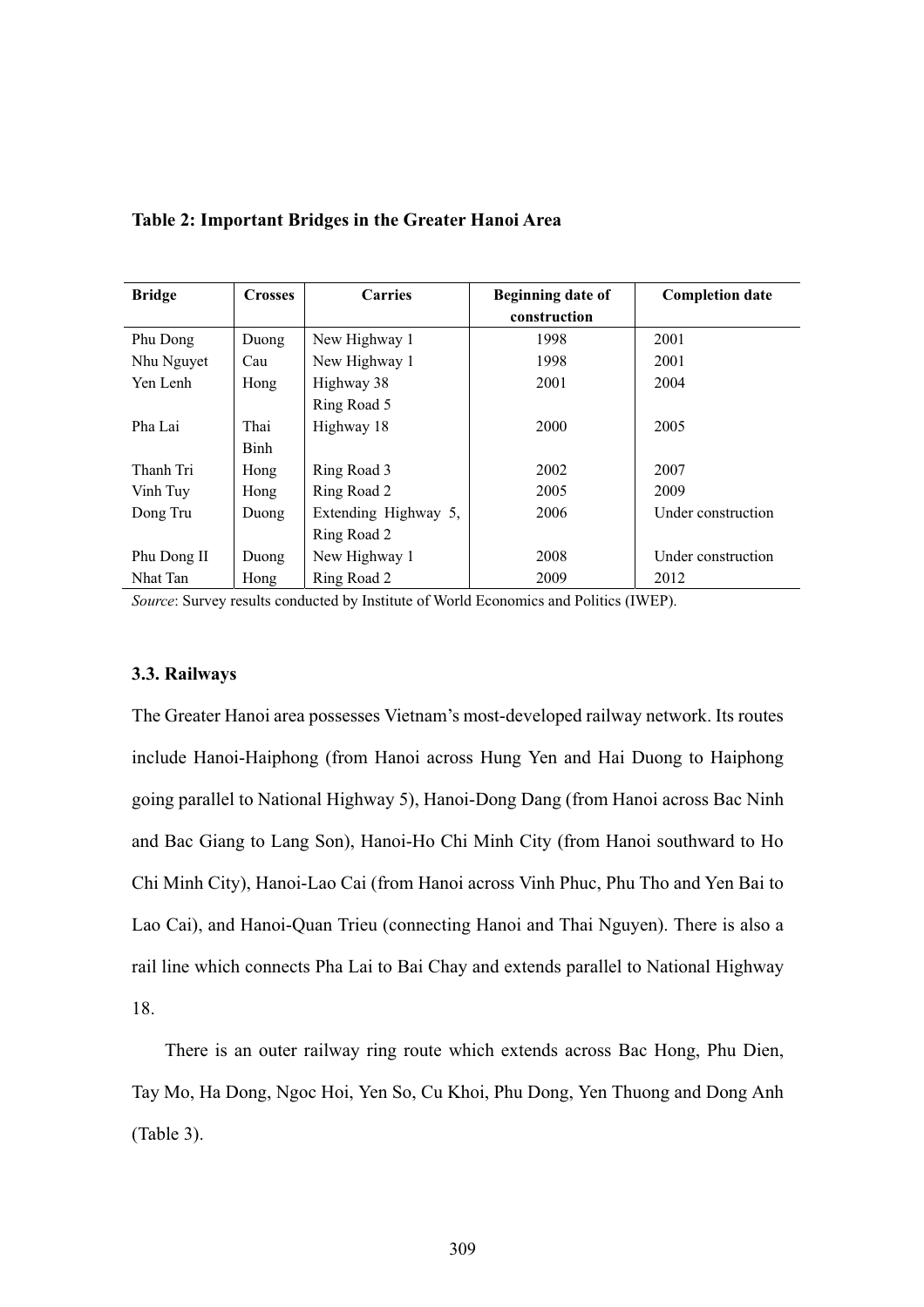**Table 2: Important Bridges in the Greater Hanoi Area**

| Bridge | Crosses | Carries | Beginning date of construction | Completion date |
|---|---|---|---|---|
| Phu Dong | Duong | New Highway 1 | 1998 | 2001 |
| Nhu Nguyet | Cau | New Highway 1 | 1998 | 2001 |
| Yen Lenh | Hong | Highway 38 Ring Road 5 | 2001 | 2004 |
| Pha Lai | Thai Binh | Highway 18 | 2000 | 2005 |
| Thanh Tri | Hong | Ring Road 3 | 2002 | 2007 |
| Vinh Tuy | Hong | Ring Road 2 | 2005 | 2009 |
| Dong Tru | Duong | Extending Highway 5, Ring Road 2 | 2006 | Under construction |
| Phu Dong II | Duong | New Highway 1 | 2008 | Under construction |
| Nhat Tan | Hong | Ring Road 2 | 2009 | 2012 |

*Source*: Survey results conducted by Institute of World Economics and Politics (IWEP).

### 3.3. Railways

The Greater Hanoi area possesses Vietnam's most-developed railway network. Its routes include Hanoi-Haiphong (from Hanoi across Hung Yen and Hai Duong to Haiphong going parallel to National Highway 5), Hanoi-Dong Dang (from Hanoi across Bac Ninh and Bac Giang to Lang Son), Hanoi-Ho Chi Minh City (from Hanoi southward to Ho Chi Minh City), Hanoi-Lao Cai (from Hanoi across Vinh Phuc, Phu Tho and Yen Bai to Lao Cai), and Hanoi-Quan Trieu (connecting Hanoi and Thai Nguyen). There is also a rail line which connects Pha Lai to Bai Chay and extends parallel to National Highway 18.

There is an outer railway ring route which extends across Bac Hong, Phu Dien, Tay Mo, Ha Dong, Ngoc Hoi, Yen So, Cu Khoi, Phu Dong, Yen Thuong and Dong Anh (Table 3).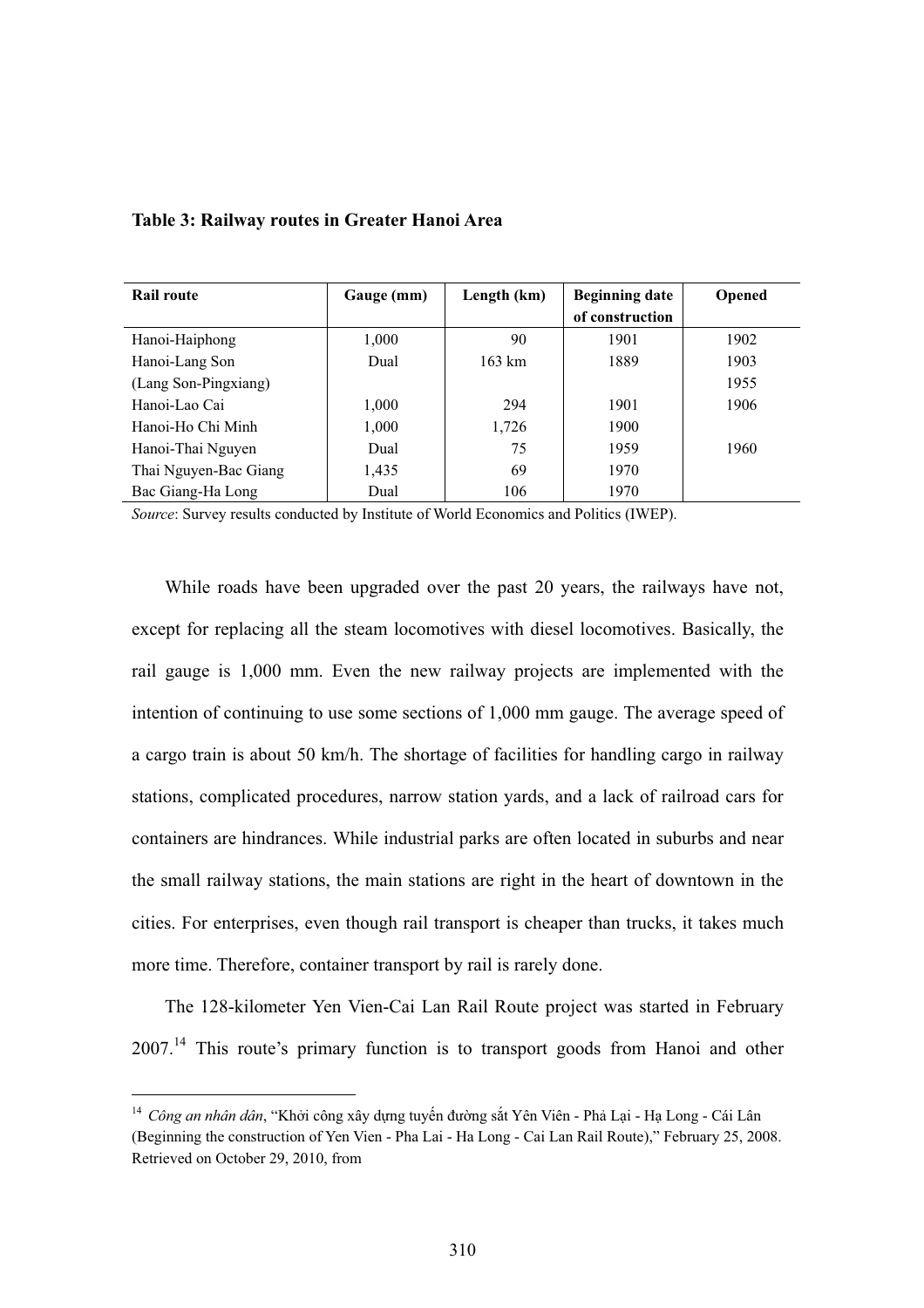**Table 3: Railway routes in Greater Hanoi Area**

| Rail route | Gauge (mm) | Length (km) | Beginning date of construction | Opened |
|---|---|---|---|---|
| Hanoi-Haiphong | 1,000 | 90 | 1901 | 1902 |
| Hanoi-Lang Son | Dual | 163 km | 1889 | 1903 |
| (Lang Son-Pingxiang) | | | | 1955 |
| Hanoi-Lao Cai | 1,000 | 294 | 1901 | 1906 |
| Hanoi-Ho Chi Minh | 1,000 | 1,726 | 1900 | |
| Hanoi-Thai Nguyen | Dual | 75 | 1959 | 1960 |
| Thai Nguyen-Bac Giang | 1,435 | 69 | 1970 | |
| Bac Giang-Ha Long | Dual | 106 | 1970 | |

*Source*: Survey results conducted by Institute of World Economics and Politics (IWEP).

While roads have been upgraded over the past 20 years, the railways have not, except for replacing all the steam locomotives with diesel locomotives. Basically, the rail gauge is 1,000 mm. Even the new railway projects are implemented with the intention of continuing to use some sections of 1,000 mm gauge. The average speed of a cargo train is about 50 km/h. The shortage of facilities for handling cargo in railway stations, complicated procedures, narrow station yards, and a lack of railroad cars for containers are hindrances. While industrial parks are often located in suburbs and near the small railway stations, the main stations are right in the heart of downtown in the cities. For enterprises, even though rail transport is cheaper than trucks, it takes much more time. Therefore, container transport by rail is rarely done.

The 128-kilometer Yen Vien-Cai Lan Rail Route project was started in February 2007.[14] This route's primary function is to transport goods from Hanoi and other

[14] *Công an nhân dân*, "Khởi công xây dựng tuyến đường sắt Yên Viên - Phả Lại - Hạ Long - Cái Lân (Beginning the construction of Yen Vien - Pha Lai - Ha Long - Cai Lan Rail Route)," February 25, 2008. Retrieved on October 29, 2010, from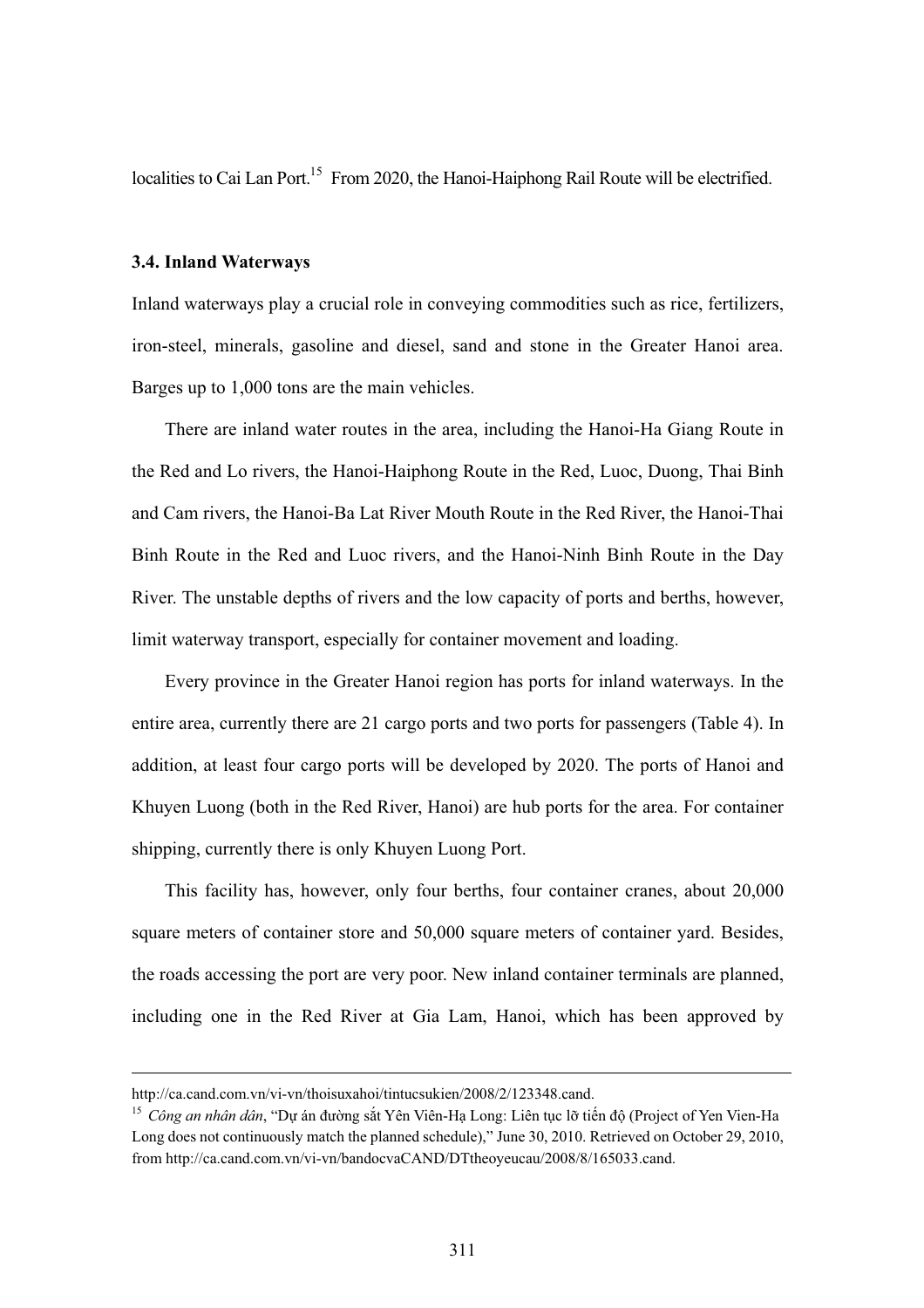localities to Cai Lan Port.[15] From 2020, the Hanoi-Haiphong Rail Route will be electrified.

### 3.4. Inland Waterways

Inland waterways play a crucial role in conveying commodities such as rice, fertilizers, iron-steel, minerals, gasoline and diesel, sand and stone in the Greater Hanoi area. Barges up to 1,000 tons are the main vehicles.

There are inland water routes in the area, including the Hanoi-Ha Giang Route in the Red and Lo rivers, the Hanoi-Haiphong Route in the Red, Luoc, Duong, Thai Binh and Cam rivers, the Hanoi-Ba Lat River Mouth Route in the Red River, the Hanoi-Thai Binh Route in the Red and Luoc rivers, and the Hanoi-Ninh Binh Route in the Day River. The unstable depths of rivers and the low capacity of ports and berths, however, limit waterway transport, especially for container movement and loading.

Every province in the Greater Hanoi region has ports for inland waterways. In the entire area, currently there are 21 cargo ports and two ports for passengers (Table 4). In addition, at least four cargo ports will be developed by 2020. The ports of Hanoi and Khuyen Luong (both in the Red River, Hanoi) are hub ports for the area. For container shipping, currently there is only Khuyen Luong Port.

This facility has, however, only four berths, four container cranes, about 20,000 square meters of container store and 50,000 square meters of container yard. Besides, the roads accessing the port are very poor. New inland container terminals are planned, including one in the Red River at Gia Lam, Hanoi, which has been approved by

---

http://ca.cand.com.vn/vi-vn/thoisuxahoi/tintucsukien/2008/2/123348.cand.

[15] *Công an nhân dân*, "Dự án đường sắt Yên Viên-Hạ Long: Liên tục lỡ tiến độ (Project of Yen Vien-Ha Long does not continuously match the planned schedule)," June 30, 2010. Retrieved on October 29, 2010, from http://ca.cand.com.vn/vi-vn/bandocvaCAND/DTtheoyeucau/2008/8/165033.cand.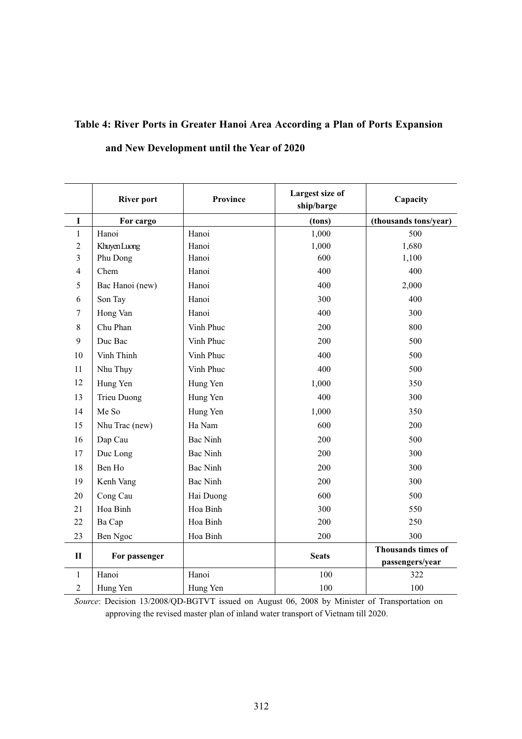**Table 4: River Ports in Greater Hanoi Area According a Plan of Ports Expansion and New Development until the Year of 2020**

| | River port | Province | Largest size of ship/barge | Capacity |
|---|---|---|---|---|
| **I** | **For cargo** | | **(tons)** | **(thousands tons/year)** |
| 1 | Hanoi | Hanoi | 1,000 | 500 |
| 2 | Khuyen Luong | Hanoi | 1,000 | 1,680 |
| 3 | Phu Dong | Hanoi | 600 | 1,100 |
| 4 | Chem | Hanoi | 400 | 400 |
| 5 | Bac Hanoi (new) | Hanoi | 400 | 2,000 |
| 6 | Son Tay | Hanoi | 300 | 400 |
| 7 | Hong Van | Hanoi | 400 | 300 |
| 8 | Chu Phan | Vinh Phuc | 200 | 800 |
| 9 | Duc Bac | Vinh Phuc | 200 | 500 |
| 10 | Vinh Thinh | Vinh Phuc | 400 | 500 |
| 11 | Nhu Thụy | Vinh Phuc | 400 | 500 |
| 12 | Hung Yen | Hung Yen | 1,000 | 350 |
| 13 | Trieu Duong | Hung Yen | 400 | 300 |
| 14 | Me So | Hung Yen | 1,000 | 350 |
| 15 | Nhu Trac (new) | Ha Nam | 600 | 200 |
| 16 | Dap Cau | Bac Ninh | 200 | 500 |
| 17 | Duc Long | Bac Ninh | 200 | 300 |
| 18 | Ben Ho | Bac Ninh | 200 | 300 |
| 19 | Kenh Vang | Bac Ninh | 200 | 300 |
| 20 | Cong Cau | Hai Duong | 600 | 500 |
| 21 | Hoa Binh | Hoa Binh | 300 | 550 |
| 22 | Ba Cap | Hoa Binh | 200 | 250 |
| 23 | Ben Ngoc | Hoa Binh | 200 | 300 |
| **II** | **For passenger** | | **Seats** | **Thousands times of passengers/year** |
| 1 | Hanoi | Hanoi | 100 | 322 |
| 2 | Hung Yen | Hung Yen | 100 | 100 |

*Source*: Decision 13/2008/QD-BGTVT issued on August 06, 2008 by Minister of Transportation on approving the revised master plan of inland water transport of Vietnam till 2020.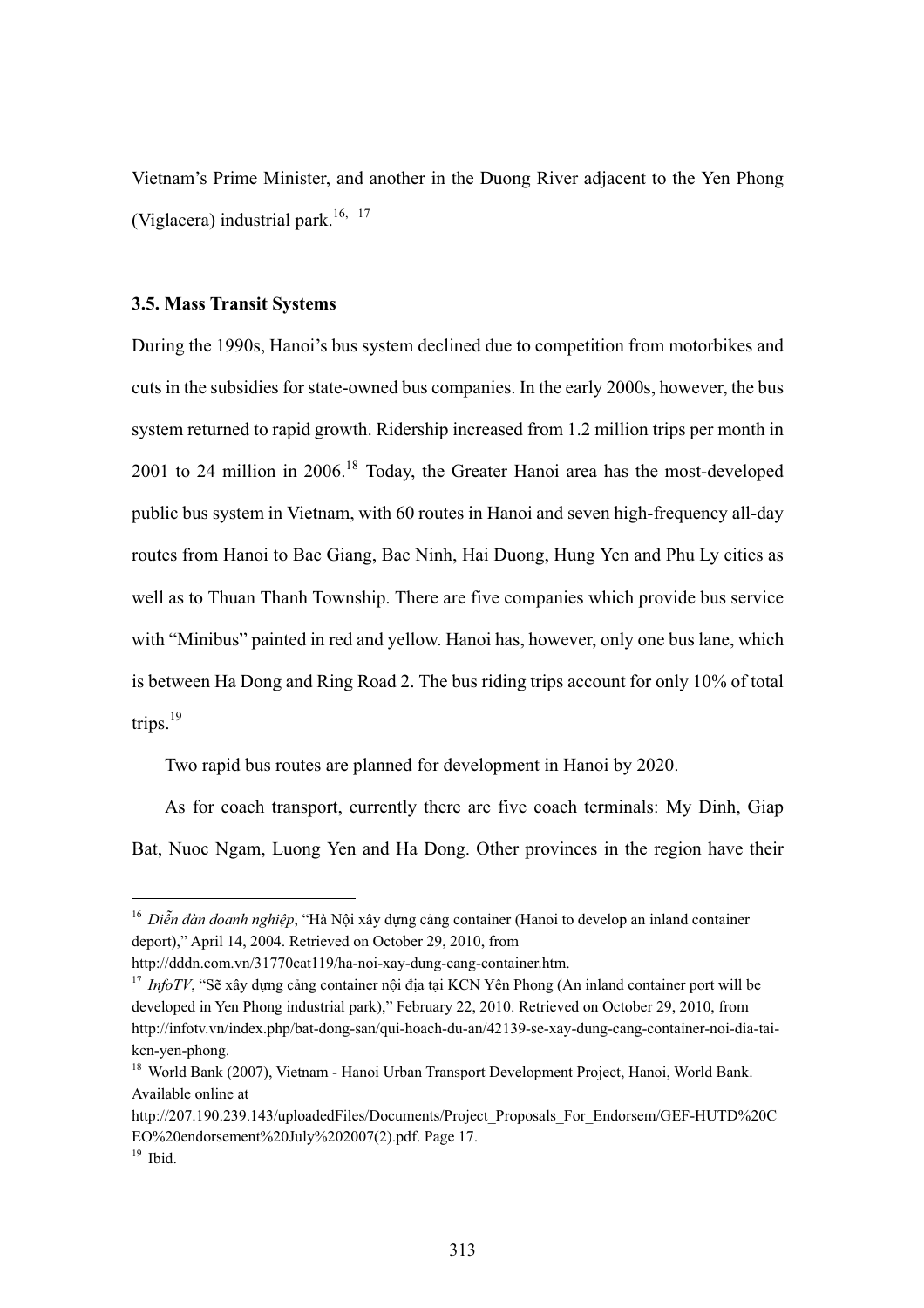Vietnam's Prime Minister, and another in the Duong River adjacent to the Yen Phong (Viglacera) industrial park.[16, 17]

### 3.5. Mass Transit Systems

During the 1990s, Hanoi's bus system declined due to competition from motorbikes and cuts in the subsidies for state-owned bus companies. In the early 2000s, however, the bus system returned to rapid growth. Ridership increased from 1.2 million trips per month in 2001 to 24 million in 2006.[18] Today, the Greater Hanoi area has the most-developed public bus system in Vietnam, with 60 routes in Hanoi and seven high-frequency all-day routes from Hanoi to Bac Giang, Bac Ninh, Hai Duong, Hung Yen and Phu Ly cities as well as to Thuan Thanh Township. There are five companies which provide bus service with "Minibus" painted in red and yellow. Hanoi has, however, only one bus lane, which is between Ha Dong and Ring Road 2. The bus riding trips account for only 10% of total trips.[19]

Two rapid bus routes are planned for development in Hanoi by 2020.

As for coach transport, currently there are five coach terminals: My Dinh, Giap Bat, Nuoc Ngam, Luong Yen and Ha Dong. Other provinces in the region have their

---

[16] *Diễn đàn doanh nghiệp*, "Hà Nội xây dựng cảng container (Hanoi to develop an inland container deport)," April 14, 2004. Retrieved on October 29, 2010, from http://dddn.com.vn/31770cat119/ha-noi-xay-dung-cang-container.htm.

[17] *InfoTV*, "Sẽ xây dựng cảng container nội địa tại KCN Yên Phong (An inland container port will be developed in Yen Phong industrial park)," February 22, 2010. Retrieved on October 29, 2010, from http://infotv.vn/index.php/bat-dong-san/qui-hoach-du-an/42139-se-xay-dung-cang-container-noi-dia-tai-kcn-yen-phong.

[18] World Bank (2007), Vietnam - Hanoi Urban Transport Development Project, Hanoi, World Bank. Available online at http://207.190.239.143/uploadedFiles/Documents/Project_Proposals_For_Endorsem/GEF-HUTD%20CEO%20endorsement%20July%202007(2).pdf. Page 17.

[19] Ibid.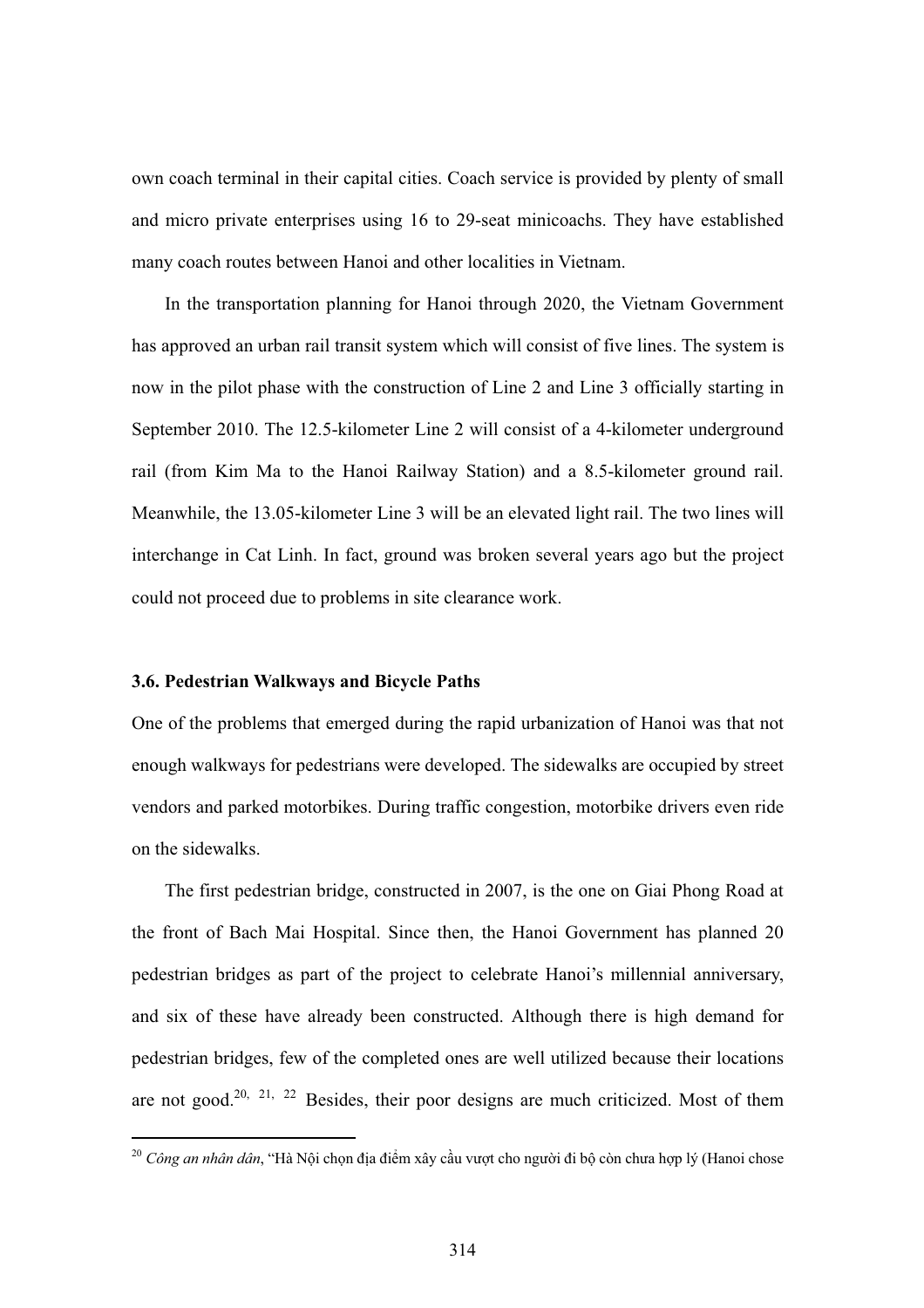own coach terminal in their capital cities. Coach service is provided by plenty of small and micro private enterprises using 16 to 29-seat minicoachs. They have established many coach routes between Hanoi and other localities in Vietnam.

In the transportation planning for Hanoi through 2020, the Vietnam Government has approved an urban rail transit system which will consist of five lines. The system is now in the pilot phase with the construction of Line 2 and Line 3 officially starting in September 2010. The 12.5-kilometer Line 2 will consist of a 4-kilometer underground rail (from Kim Ma to the Hanoi Railway Station) and a 8.5-kilometer ground rail. Meanwhile, the 13.05-kilometer Line 3 will be an elevated light rail. The two lines will interchange in Cat Linh. In fact, ground was broken several years ago but the project could not proceed due to problems in site clearance work.

### 3.6. Pedestrian Walkways and Bicycle Paths

One of the problems that emerged during the rapid urbanization of Hanoi was that not enough walkways for pedestrians were developed. The sidewalks are occupied by street vendors and parked motorbikes. During traffic congestion, motorbike drivers even ride on the sidewalks.

The first pedestrian bridge, constructed in 2007, is the one on Giai Phong Road at the front of Bach Mai Hospital. Since then, the Hanoi Government has planned 20 pedestrian bridges as part of the project to celebrate Hanoi's millennial anniversary, and six of these have already been constructed. Although there is high demand for pedestrian bridges, few of the completed ones are well utilized because their locations are not good.[20, 21, 22] Besides, their poor designs are much criticized. Most of them

---

[20] *Công an nhân dân*, "Hà Nội chọn địa điểm xây cầu vượt cho người đi bộ còn chưa hợp lý (Hanoi chose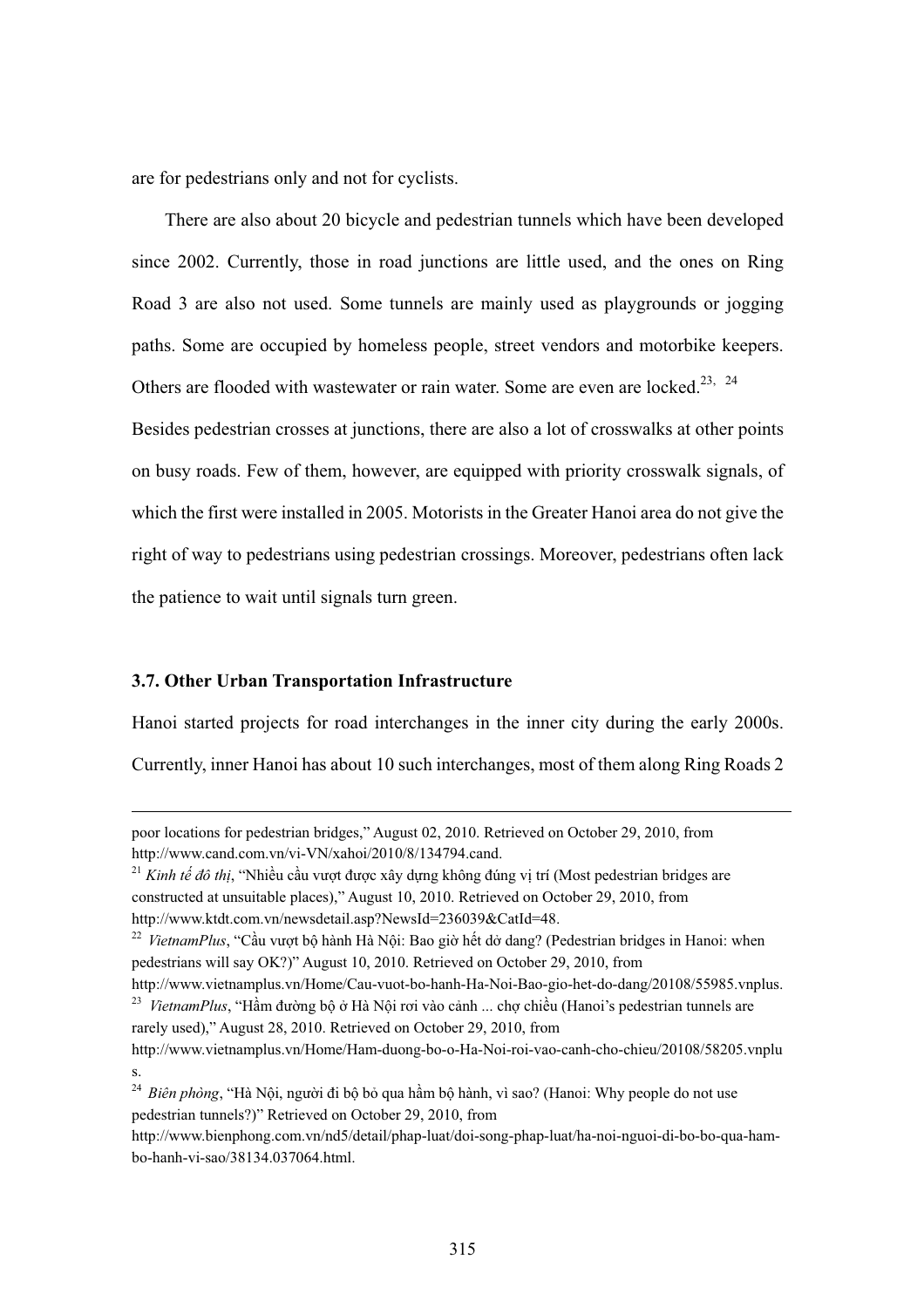are for pedestrians only and not for cyclists.

There are also about 20 bicycle and pedestrian tunnels which have been developed since 2002. Currently, those in road junctions are little used, and the ones on Ring Road 3 are also not used. Some tunnels are mainly used as playgrounds or jogging paths. Some are occupied by homeless people, street vendors and motorbike keepers. Others are flooded with wastewater or rain water. Some are even are locked.[23, 24]
Besides pedestrian crosses at junctions, there are also a lot of crosswalks at other points on busy roads. Few of them, however, are equipped with priority crosswalk signals, of which the first were installed in 2005. Motorists in the Greater Hanoi area do not give the right of way to pedestrians using pedestrian crossings. Moreover, pedestrians often lack the patience to wait until signals turn green.

### 3.7. Other Urban Transportation Infrastructure

Hanoi started projects for road interchanges in the inner city during the early 2000s. Currently, inner Hanoi has about 10 such interchanges, most of them along Ring Roads 2

---

poor locations for pedestrian bridges," August 02, 2010. Retrieved on October 29, 2010, from http://www.cand.com.vn/vi-VN/xahoi/2010/8/134794.cand.

[21] *Kinh tế đô thị*, "Nhiều cầu vượt được xây dựng không đúng vị trí (Most pedestrian bridges are constructed at unsuitable places)," August 10, 2010. Retrieved on October 29, 2010, from http://www.ktdt.com.vn/newsdetail.asp?NewsId=236039&CatId=48.

[22] *VietnamPlus*, "Cầu vượt bộ hành Hà Nội: Bao giờ hết dở dang? (Pedestrian bridges in Hanoi: when pedestrians will say OK?)" August 10, 2010. Retrieved on October 29, 2010, from http://www.vietnamplus.vn/Home/Cau-vuot-bo-hanh-Ha-Noi-Bao-gio-het-do-dang/20108/55985.vnplus.

[23] *VietnamPlus*, "Hầm đường bộ ở Hà Nội rơi vào cảnh ... chợ chiều (Hanoi's pedestrian tunnels are rarely used)," August 28, 2010. Retrieved on October 29, 2010, from http://www.vietnamplus.vn/Home/Ham-duong-bo-o-Ha-Noi-roi-vao-canh-cho-chieu/20108/58205.vnplus.

[24] *Biên phòng*, "Hà Nội, người đi bộ bỏ qua hầm bộ hành, vì sao? (Hanoi: Why people do not use pedestrian tunnels?)" Retrieved on October 29, 2010, from http://www.bienphong.com.vn/nd5/detail/phap-luat/doi-song-phap-luat/ha-noi-nguoi-di-bo-bo-qua-ham-bo-hanh-vi-sao/38134.037064.html.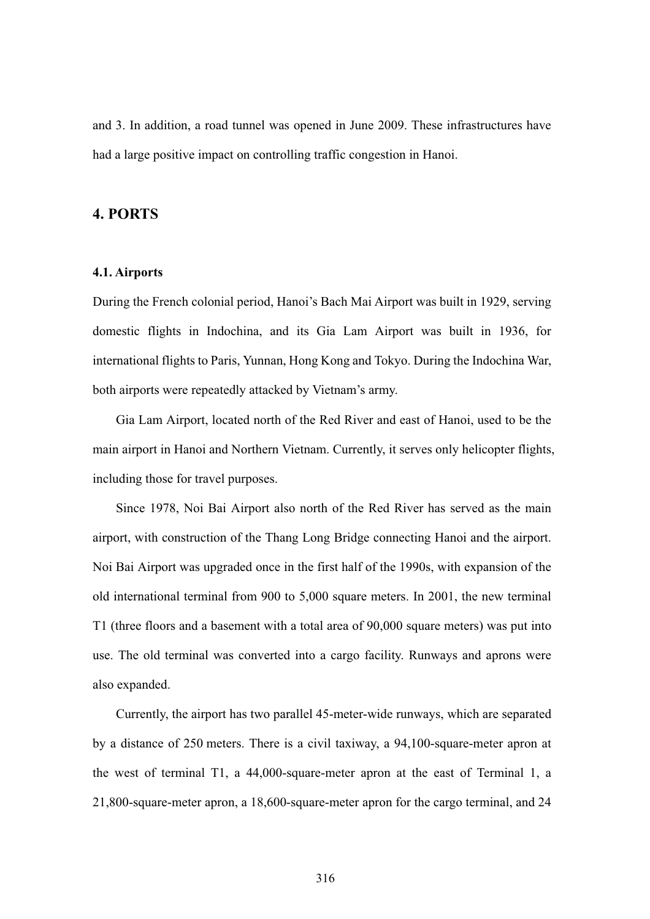and 3. In addition, a road tunnel was opened in June 2009. These infrastructures have had a large positive impact on controlling traffic congestion in Hanoi.

## 4. PORTS

### 4.1. Airports

During the French colonial period, Hanoi's Bach Mai Airport was built in 1929, serving domestic flights in Indochina, and its Gia Lam Airport was built in 1936, for international flights to Paris, Yunnan, Hong Kong and Tokyo. During the Indochina War, both airports were repeatedly attacked by Vietnam's army.

Gia Lam Airport, located north of the Red River and east of Hanoi, used to be the main airport in Hanoi and Northern Vietnam. Currently, it serves only helicopter flights, including those for travel purposes.

Since 1978, Noi Bai Airport also north of the Red River has served as the main airport, with construction of the Thang Long Bridge connecting Hanoi and the airport. Noi Bai Airport was upgraded once in the first half of the 1990s, with expansion of the old international terminal from 900 to 5,000 square meters. In 2001, the new terminal T1 (three floors and a basement with a total area of 90,000 square meters) was put into use. The old terminal was converted into a cargo facility. Runways and aprons were also expanded.

Currently, the airport has two parallel 45-meter-wide runways, which are separated by a distance of 250 meters. There is a civil taxiway, a 94,100-square-meter apron at the west of terminal T1, a 44,000-square-meter apron at the east of Terminal 1, a 21,800-square-meter apron, a 18,600-square-meter apron for the cargo terminal, and 24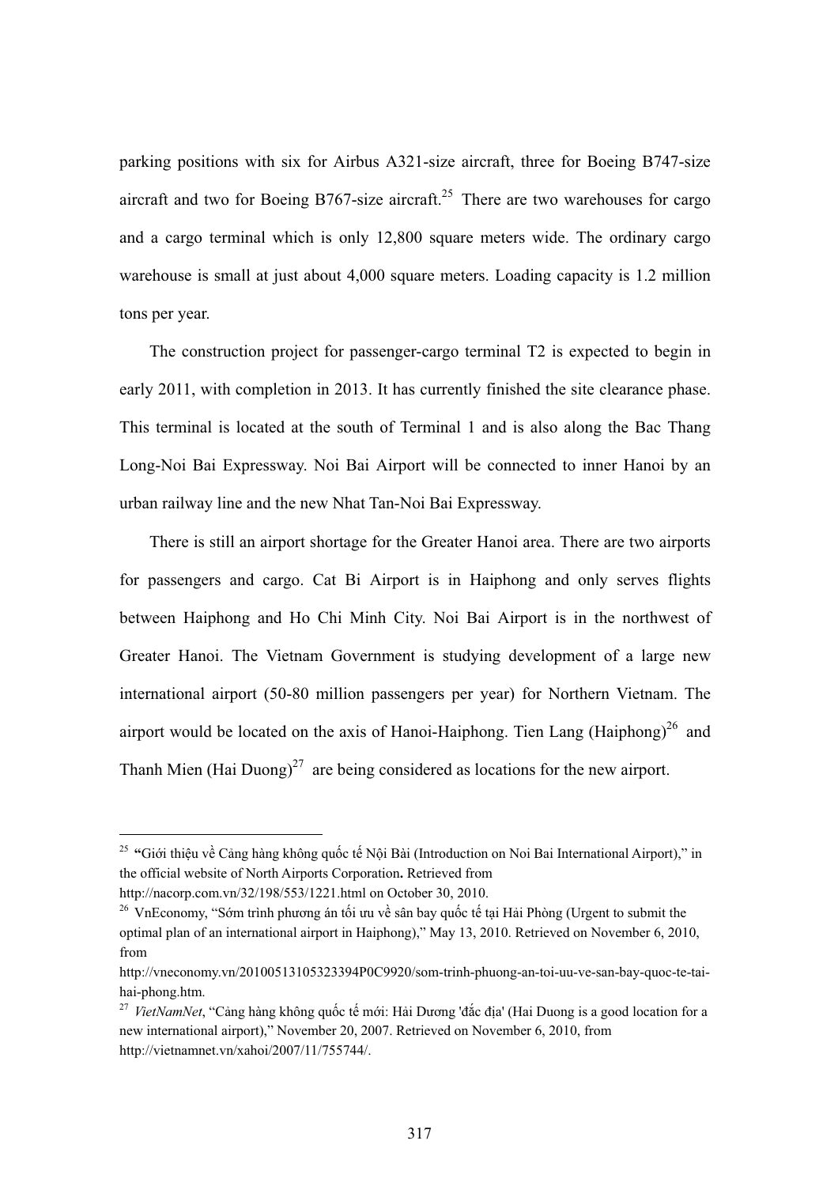parking positions with six for Airbus A321-size aircraft, three for Boeing B747-size aircraft and two for Boeing B767-size aircraft.[25] There are two warehouses for cargo and a cargo terminal which is only 12,800 square meters wide. The ordinary cargo warehouse is small at just about 4,000 square meters. Loading capacity is 1.2 million tons per year.

The construction project for passenger-cargo terminal T2 is expected to begin in early 2011, with completion in 2013. It has currently finished the site clearance phase. This terminal is located at the south of Terminal 1 and is also along the Bac Thang Long-Noi Bai Expressway. Noi Bai Airport will be connected to inner Hanoi by an urban railway line and the new Nhat Tan-Noi Bai Expressway.

There is still an airport shortage for the Greater Hanoi area. There are two airports for passengers and cargo. Cat Bi Airport is in Haiphong and only serves flights between Haiphong and Ho Chi Minh City. Noi Bai Airport is in the northwest of Greater Hanoi. The Vietnam Government is studying development of a large new international airport (50-80 million passengers per year) for Northern Vietnam. The airport would be located on the axis of Hanoi-Haiphong. Tien Lang (Haiphong)[26] and Thanh Mien (Hai Duong)[27] are being considered as locations for the new airport.

---

[25] **"**Giới thiệu về Cảng hàng không quốc tế Nội Bài (Introduction on Noi Bai International Airport)," in the official website of North Airports Corporation**.** Retrieved from http://nacorp.com.vn/32/198/553/1221.html on October 30, 2010.

[26] VnEconomy, "Sớm trình phương án tối ưu về sân bay quốc tế tại Hải Phòng (Urgent to submit the optimal plan of an international airport in Haiphong)," May 13, 2010. Retrieved on November 6, 2010, from http://vneconomy.vn/20100513105323394P0C9920/som-trinh-phuong-an-toi-uu-ve-san-bay-quoc-te-tai-hai-phong.htm.

[27] *VietNamNet*, "Cảng hàng không quốc tế mới: Hải Dương 'đắc địa' (Hai Duong is a good location for a new international airport)," November 20, 2007. Retrieved on November 6, 2010, from http://vietnamnet.vn/xahoi/2007/11/755744/.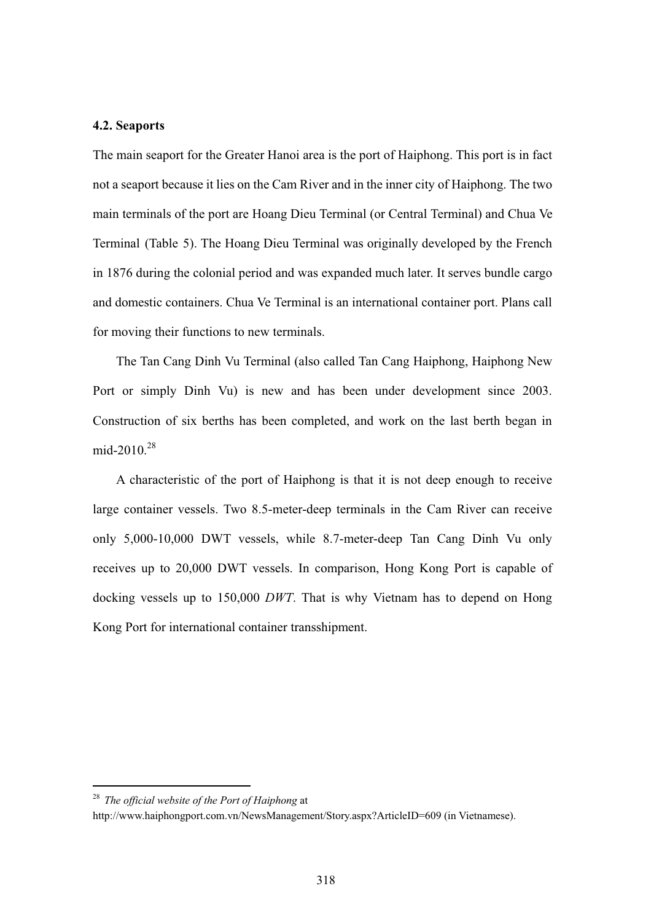### 4.2. Seaports

The main seaport for the Greater Hanoi area is the port of Haiphong. This port is in fact not a seaport because it lies on the Cam River and in the inner city of Haiphong. The two main terminals of the port are Hoang Dieu Terminal (or Central Terminal) and Chua Ve Terminal (Table 5). The Hoang Dieu Terminal was originally developed by the French in 1876 during the colonial period and was expanded much later. It serves bundle cargo and domestic containers. Chua Ve Terminal is an international container port. Plans call for moving their functions to new terminals.

The Tan Cang Dinh Vu Terminal (also called Tan Cang Haiphong, Haiphong New Port or simply Dinh Vu) is new and has been under development since 2003. Construction of six berths has been completed, and work on the last berth began in mid-2010.[28]

A characteristic of the port of Haiphong is that it is not deep enough to receive large container vessels. Two 8.5-meter-deep terminals in the Cam River can receive only 5,000-10,000 DWT vessels, while 8.7-meter-deep Tan Cang Dinh Vu only receives up to 20,000 DWT vessels. In comparison, Hong Kong Port is capable of docking vessels up to 150,000 *DWT*. That is why Vietnam has to depend on Hong Kong Port for international container transshipment.

---

[28] *The official website of the Port of Haiphong* at http://www.haiphongport.com.vn/NewsManagement/Story.aspx?ArticleID=609 (in Vietnamese).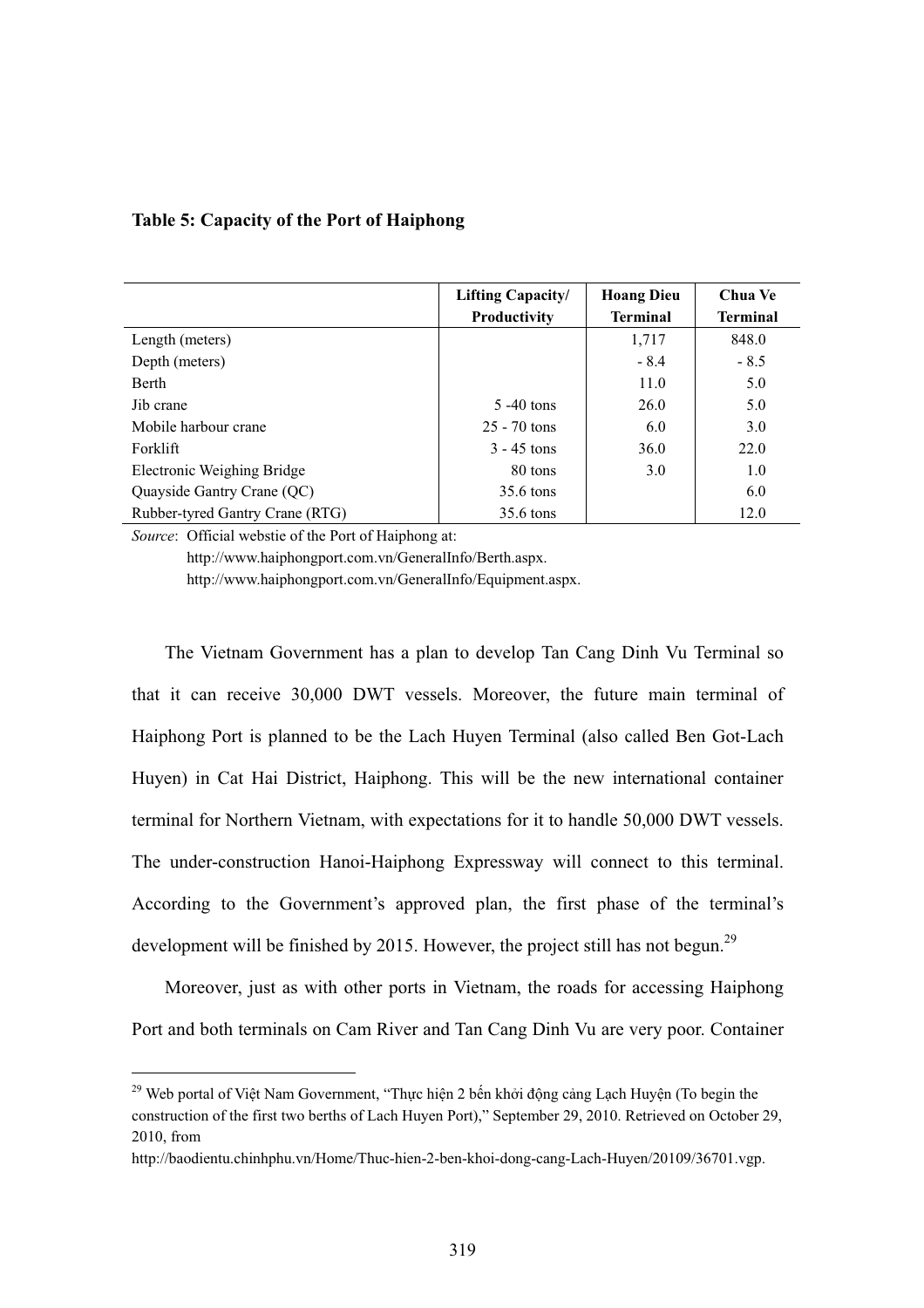**Table 5: Capacity of the Port of Haiphong**

| | Lifting Capacity/ Productivity | Hoang Dieu Terminal | Chua Ve Terminal |
|---|---|---|---|
| Length (meters) | | 1,717 | 848.0 |
| Depth (meters) | | - 8.4 | - 8.5 |
| Berth | | 11.0 | 5.0 |
| Jib crane | 5 -40 tons | 26.0 | 5.0 |
| Mobile harbour crane | 25 - 70 tons | 6.0 | 3.0 |
| Forklift | 3 - 45 tons | 36.0 | 22.0 |
| Electronic Weighing Bridge | 80 tons | 3.0 | 1.0 |
| Quayside Gantry Crane (QC) | 35.6 tons | | 6.0 |
| Rubber-tyred Gantry Crane (RTG) | 35.6 tons | | 12.0 |

*Source*: Official webstie of the Port of Haiphong at:
http://www.haiphongport.com.vn/GeneralInfo/Berth.aspx.
http://www.haiphongport.com.vn/GeneralInfo/Equipment.aspx.

The Vietnam Government has a plan to develop Tan Cang Dinh Vu Terminal so that it can receive 30,000 DWT vessels. Moreover, the future main terminal of Haiphong Port is planned to be the Lach Huyen Terminal (also called Ben Got-Lach Huyen) in Cat Hai District, Haiphong. This will be the new international container terminal for Northern Vietnam, with expectations for it to handle 50,000 DWT vessels. The under-construction Hanoi-Haiphong Expressway will connect to this terminal. According to the Government's approved plan, the first phase of the terminal's development will be finished by 2015. However, the project still has not begun.[29]

Moreover, just as with other ports in Vietnam, the roads for accessing Haiphong Port and both terminals on Cam River and Tan Cang Dinh Vu are very poor. Container

[29] Web portal of Việt Nam Government, "Thực hiện 2 bến khởi động cảng Lạch Huyện (To begin the construction of the first two berths of Lach Huyen Port)," September 29, 2010. Retrieved on October 29, 2010, from
http://baodientu.chinhphu.vn/Home/Thuc-hien-2-ben-khoi-dong-cang-Lach-Huyen/20109/36701.vgp.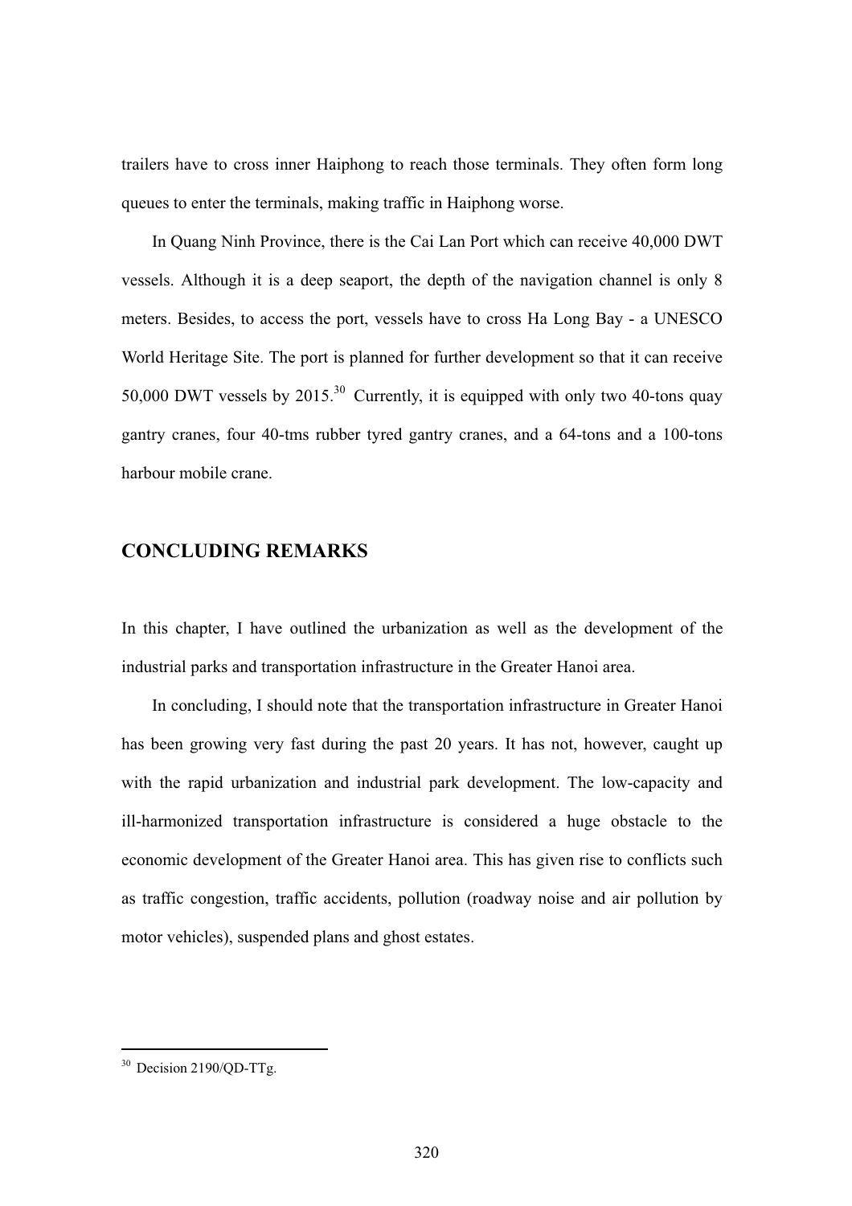trailers have to cross inner Haiphong to reach those terminals. They often form long queues to enter the terminals, making traffic in Haiphong worse.

In Quang Ninh Province, there is the Cai Lan Port which can receive 40,000 DWT vessels. Although it is a deep seaport, the depth of the navigation channel is only 8 meters. Besides, to access the port, vessels have to cross Ha Long Bay - a UNESCO World Heritage Site. The port is planned for further development so that it can receive 50,000 DWT vessels by 2015.[30] Currently, it is equipped with only two 40-tons quay gantry cranes, four 40-tms rubber tyred gantry cranes, and a 64-tons and a 100-tons harbour mobile crane.

## CONCLUDING REMARKS

In this chapter, I have outlined the urbanization as well as the development of the industrial parks and transportation infrastructure in the Greater Hanoi area.

In concluding, I should note that the transportation infrastructure in Greater Hanoi has been growing very fast during the past 20 years. It has not, however, caught up with the rapid urbanization and industrial park development. The low-capacity and ill-harmonized transportation infrastructure is considered a huge obstacle to the economic development of the Greater Hanoi area. This has given rise to conflicts such as traffic congestion, traffic accidents, pollution (roadway noise and air pollution by motor vehicles), suspended plans and ghost estates.

---

[30] Decision 2190/QD-TTg.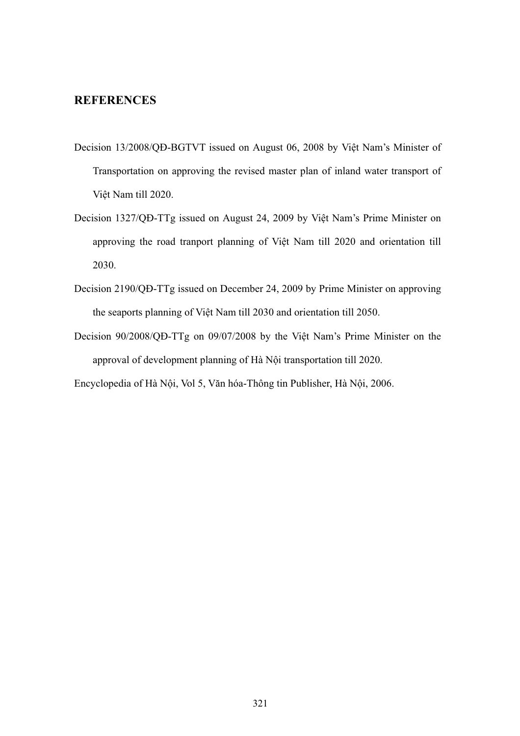## REFERENCES

Decision 13/2008/QĐ-BGTVT issued on August 06, 2008 by Việt Nam's Minister of Transportation on approving the revised master plan of inland water transport of Việt Nam till 2020.

Decision 1327/QĐ-TTg issued on August 24, 2009 by Việt Nam's Prime Minister on approving the road tranport planning of Việt Nam till 2020 and orientation till 2030.

Decision 2190/QĐ-TTg issued on December 24, 2009 by Prime Minister on approving the seaports planning of Việt Nam till 2030 and orientation till 2050.

Decision 90/2008/QĐ-TTg on 09/07/2008 by the Việt Nam's Prime Minister on the approval of development planning of Hà Nội transportation till 2020.

Encyclopedia of Hà Nội, Vol 5, Văn hóa-Thông tin Publisher, Hà Nội, 2006.